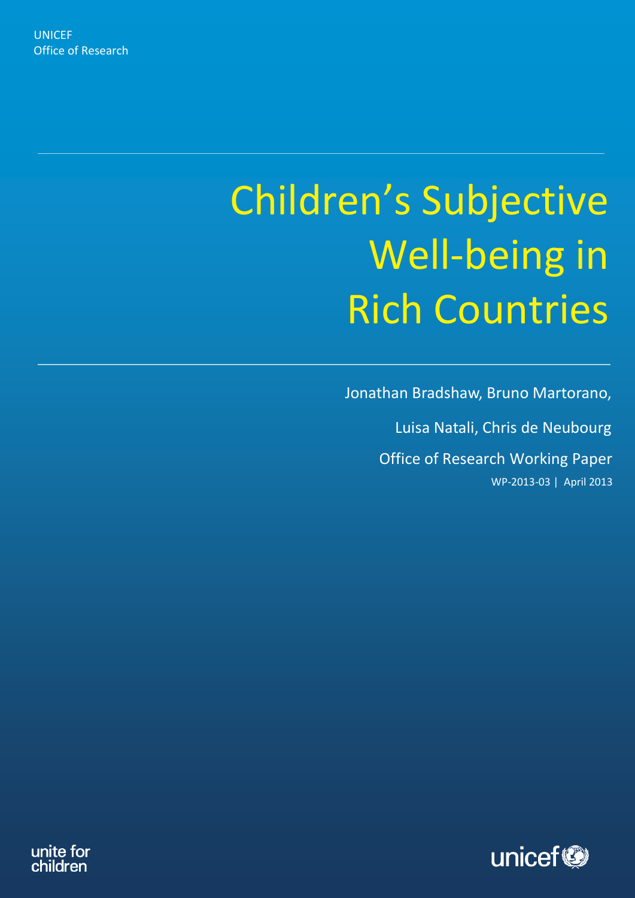UNICEF
Office of Research

# Children's Subjective Well-being in Rich Countries

Jonathan Bradshaw, Bruno Martorano,

Luisa Natali, Chris de Neubourg

Office of Research Working Paper

WP-2013-03 | April 2013

unite for children

unicef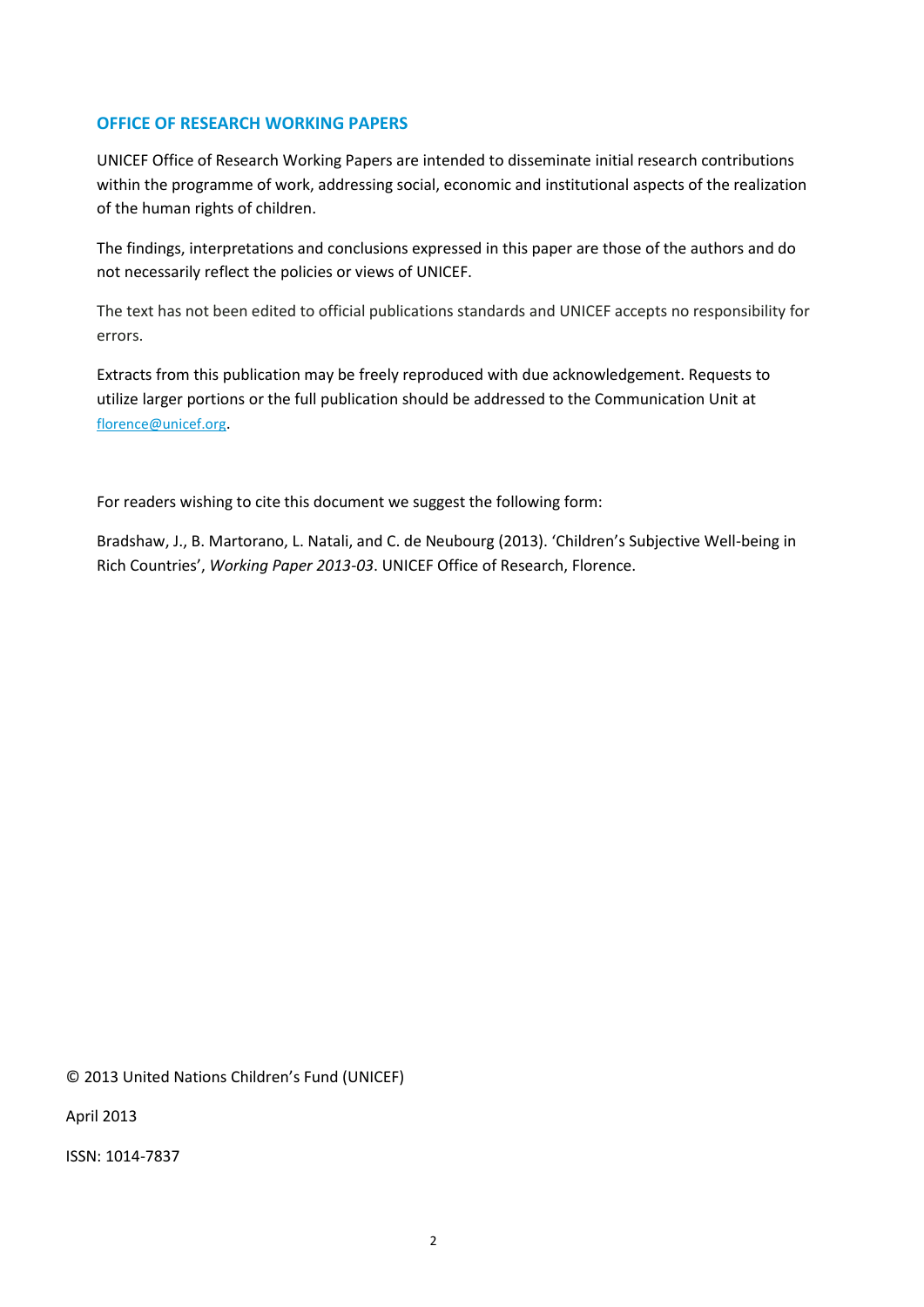## OFFICE OF RESEARCH WORKING PAPERS

UNICEF Office of Research Working Papers are intended to disseminate initial research contributions within the programme of work, addressing social, economic and institutional aspects of the realization of the human rights of children.

The findings, interpretations and conclusions expressed in this paper are those of the authors and do not necessarily reflect the policies or views of UNICEF.

The text has not been edited to official publications standards and UNICEF accepts no responsibility for errors.

Extracts from this publication may be freely reproduced with due acknowledgement. Requests to utilize larger portions or the full publication should be addressed to the Communication Unit at florence@unicef.org.

For readers wishing to cite this document we suggest the following form:

Bradshaw, J., B. Martorano, L. Natali, and C. de Neubourg (2013). 'Children's Subjective Well-being in Rich Countries', *Working Paper 2013-03*. UNICEF Office of Research, Florence.

© 2013 United Nations Children's Fund (UNICEF)

April 2013

ISSN: 1014-7837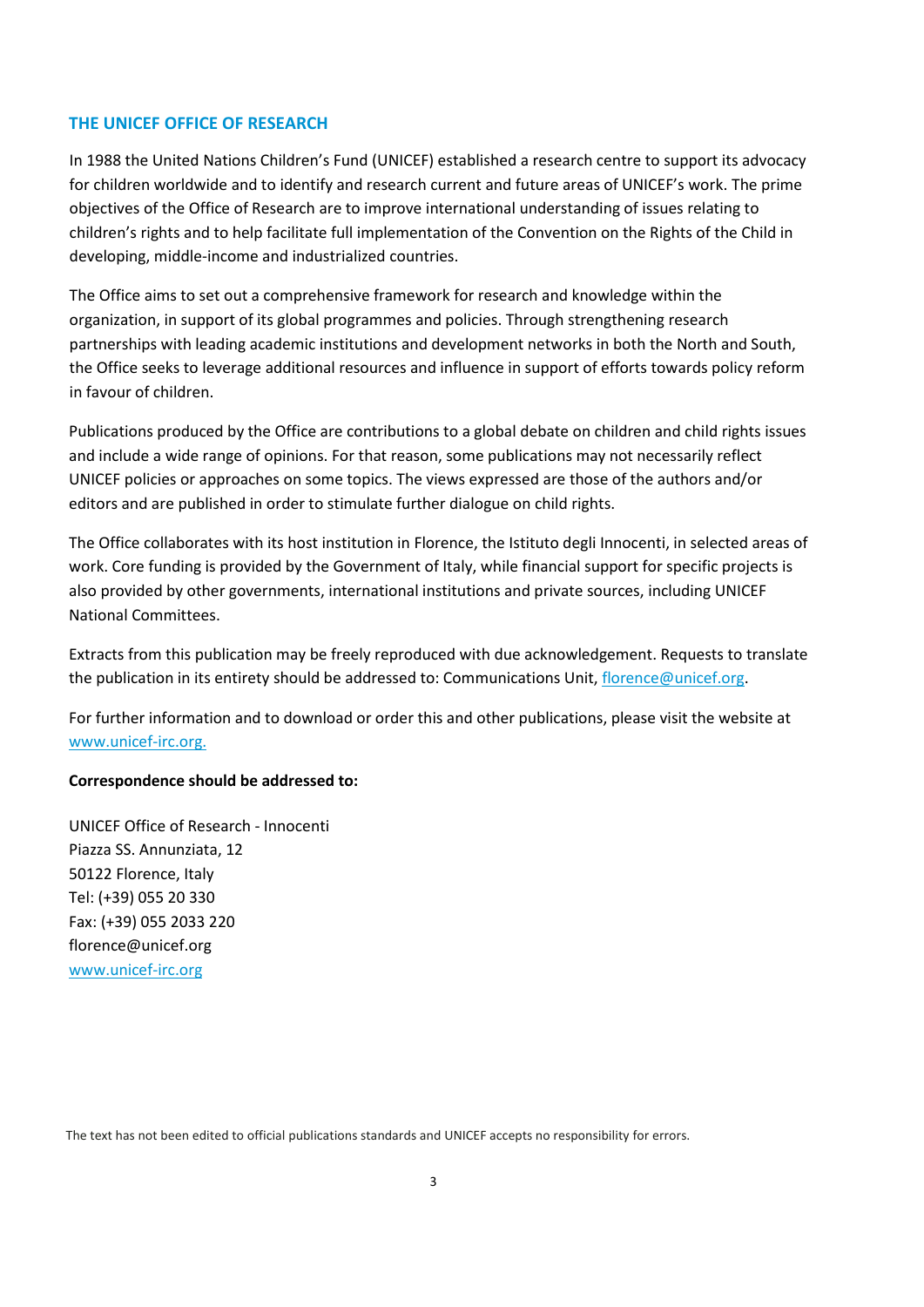## THE UNICEF OFFICE OF RESEARCH

In 1988 the United Nations Children's Fund (UNICEF) established a research centre to support its advocacy for children worldwide and to identify and research current and future areas of UNICEF's work. The prime objectives of the Office of Research are to improve international understanding of issues relating to children's rights and to help facilitate full implementation of the Convention on the Rights of the Child in developing, middle-income and industrialized countries.

The Office aims to set out a comprehensive framework for research and knowledge within the organization, in support of its global programmes and policies. Through strengthening research partnerships with leading academic institutions and development networks in both the North and South, the Office seeks to leverage additional resources and influence in support of efforts towards policy reform in favour of children.

Publications produced by the Office are contributions to a global debate on children and child rights issues and include a wide range of opinions. For that reason, some publications may not necessarily reflect UNICEF policies or approaches on some topics. The views expressed are those of the authors and/or editors and are published in order to stimulate further dialogue on child rights.

The Office collaborates with its host institution in Florence, the Istituto degli Innocenti, in selected areas of work. Core funding is provided by the Government of Italy, while financial support for specific projects is also provided by other governments, international institutions and private sources, including UNICEF National Committees.

Extracts from this publication may be freely reproduced with due acknowledgement. Requests to translate the publication in its entirety should be addressed to: Communications Unit, florence@unicef.org.

For further information and to download or order this and other publications, please visit the website at www.unicef-irc.org.

**Correspondence should be addressed to:**

UNICEF Office of Research - Innocenti
Piazza SS. Annunziata, 12
50122 Florence, Italy
Tel: (+39) 055 20 330
Fax: (+39) 055 2033 220
florence@unicef.org
www.unicef-irc.org

The text has not been edited to official publications standards and UNICEF accepts no responsibility for errors.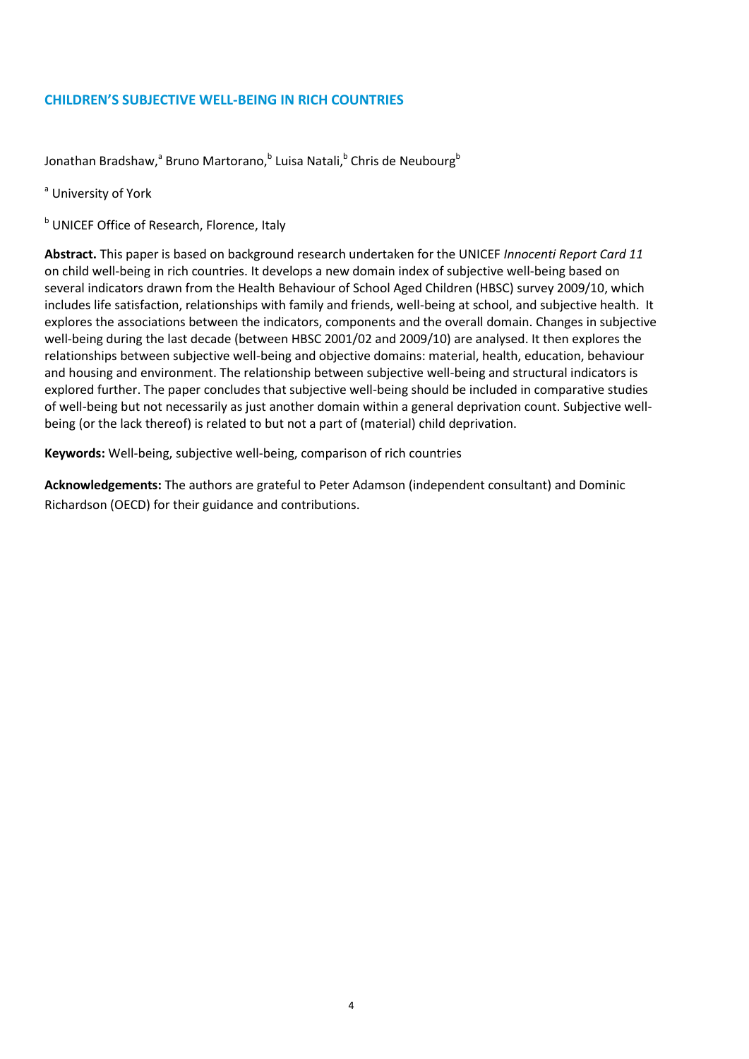# CHILDREN'S SUBJECTIVE WELL-BEING IN RICH COUNTRIES

Jonathan Bradshaw,[a] Bruno Martorano,[b] Luisa Natali,[b] Chris de Neubourg[b]

[a] University of York

[b] UNICEF Office of Research, Florence, Italy

**Abstract.** This paper is based on background research undertaken for the UNICEF *Innocenti Report Card 11* on child well-being in rich countries. It develops a new domain index of subjective well-being based on several indicators drawn from the Health Behaviour of School Aged Children (HBSC) survey 2009/10, which includes life satisfaction, relationships with family and friends, well-being at school, and subjective health. It explores the associations between the indicators, components and the overall domain. Changes in subjective well-being during the last decade (between HBSC 2001/02 and 2009/10) are analysed. It then explores the relationships between subjective well-being and objective domains: material, health, education, behaviour and housing and environment. The relationship between subjective well-being and structural indicators is explored further. The paper concludes that subjective well-being should be included in comparative studies of well-being but not necessarily as just another domain within a general deprivation count. Subjective well-being (or the lack thereof) is related to but not a part of (material) child deprivation.

**Keywords:** Well-being, subjective well-being, comparison of rich countries

**Acknowledgements:** The authors are grateful to Peter Adamson (independent consultant) and Dominic Richardson (OECD) for their guidance and contributions.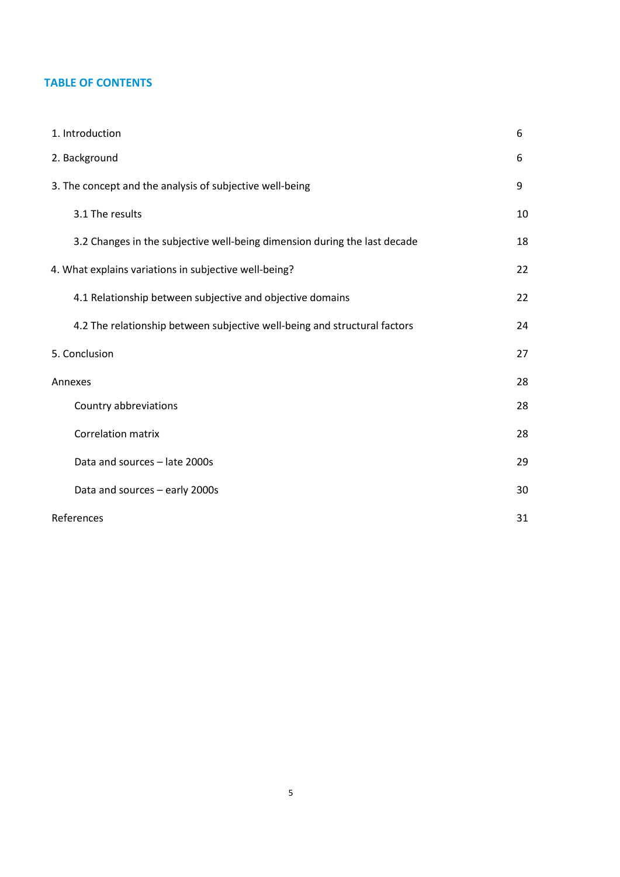## TABLE OF CONTENTS

| | |
|---|---|
| 1. Introduction | 6 |
| 2. Background | 6 |
| 3. The concept and the analysis of subjective well-being | 9 |
| 3.1 The results | 10 |
| 3.2 Changes in the subjective well-being dimension during the last decade | 18 |
| 4. What explains variations in subjective well-being? | 22 |
| 4.1 Relationship between subjective and objective domains | 22 |
| 4.2 The relationship between subjective well-being and structural factors | 24 |
| 5. Conclusion | 27 |
| Annexes | 28 |
| Country abbreviations | 28 |
| Correlation matrix | 28 |
| Data and sources – late 2000s | 29 |
| Data and sources – early 2000s | 30 |
| References | 31 |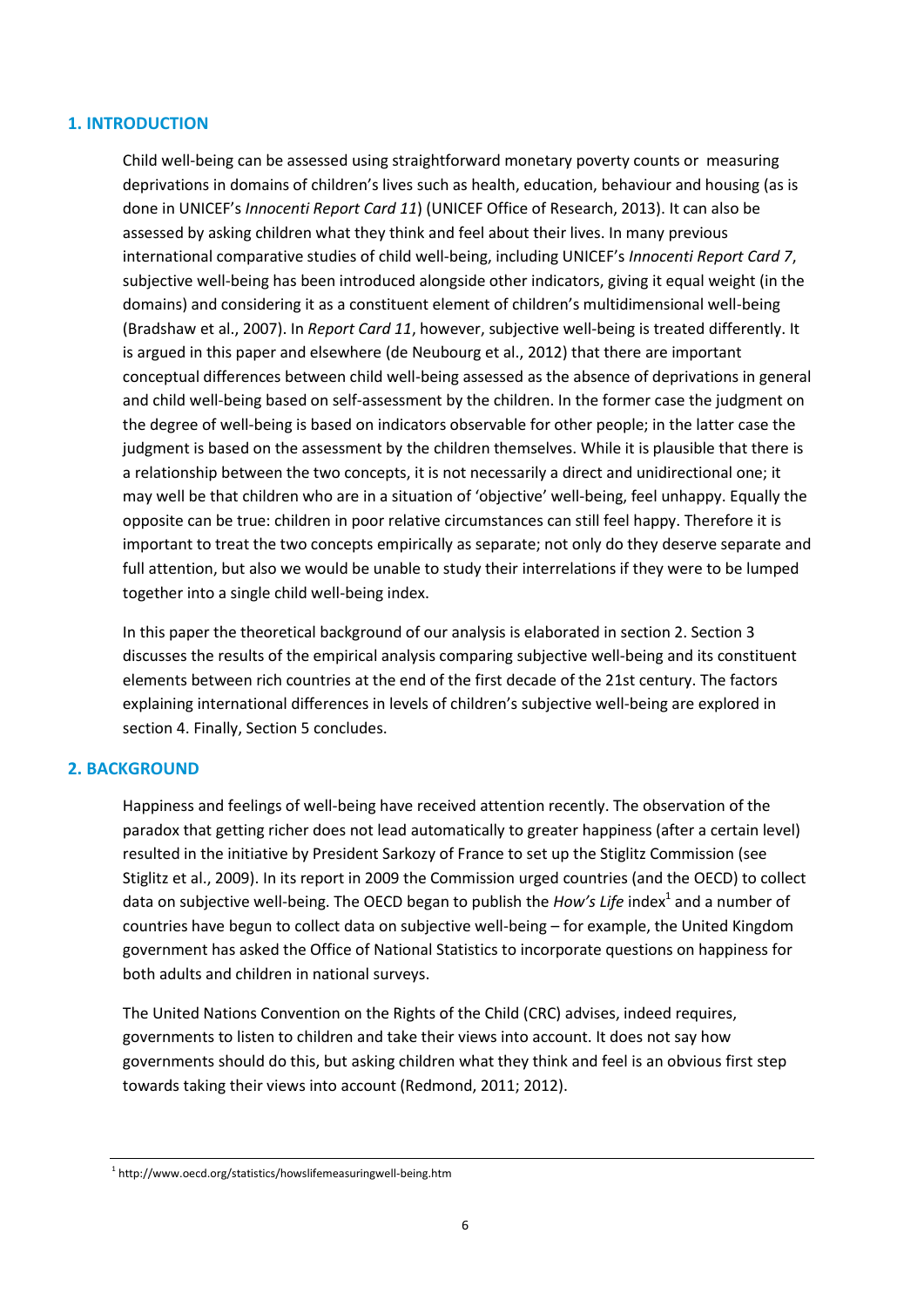## 1. INTRODUCTION

Child well-being can be assessed using straightforward monetary poverty counts or measuring deprivations in domains of children's lives such as health, education, behaviour and housing (as is done in UNICEF's *Innocenti Report Card 11*) (UNICEF Office of Research, 2013). It can also be assessed by asking children what they think and feel about their lives. In many previous international comparative studies of child well-being, including UNICEF's *Innocenti Report Card 7*, subjective well-being has been introduced alongside other indicators, giving it equal weight (in the domains) and considering it as a constituent element of children's multidimensional well-being (Bradshaw et al., 2007). In *Report Card 11*, however, subjective well-being is treated differently. It is argued in this paper and elsewhere (de Neubourg et al., 2012) that there are important conceptual differences between child well-being assessed as the absence of deprivations in general and child well-being based on self-assessment by the children. In the former case the judgment on the degree of well-being is based on indicators observable for other people; in the latter case the judgment is based on the assessment by the children themselves. While it is plausible that there is a relationship between the two concepts, it is not necessarily a direct and unidirectional one; it may well be that children who are in a situation of 'objective' well-being, feel unhappy. Equally the opposite can be true: children in poor relative circumstances can still feel happy. Therefore it is important to treat the two concepts empirically as separate; not only do they deserve separate and full attention, but also we would be unable to study their interrelations if they were to be lumped together into a single child well-being index.

In this paper the theoretical background of our analysis is elaborated in section 2. Section 3 discusses the results of the empirical analysis comparing subjective well-being and its constituent elements between rich countries at the end of the first decade of the 21st century. The factors explaining international differences in levels of children's subjective well-being are explored in section 4. Finally, Section 5 concludes.

## 2. BACKGROUND

Happiness and feelings of well-being have received attention recently. The observation of the paradox that getting richer does not lead automatically to greater happiness (after a certain level) resulted in the initiative by President Sarkozy of France to set up the Stiglitz Commission (see Stiglitz et al., 2009). In its report in 2009 the Commission urged countries (and the OECD) to collect data on subjective well-being. The OECD began to publish the *How's Life* index[1] and a number of countries have begun to collect data on subjective well-being – for example, the United Kingdom government has asked the Office of National Statistics to incorporate questions on happiness for both adults and children in national surveys.

The United Nations Convention on the Rights of the Child (CRC) advises, indeed requires, governments to listen to children and take their views into account. It does not say how governments should do this, but asking children what they think and feel is an obvious first step towards taking their views into account (Redmond, 2011; 2012).

---

[1] http://www.oecd.org/statistics/howslifemeasuringwell-being.htm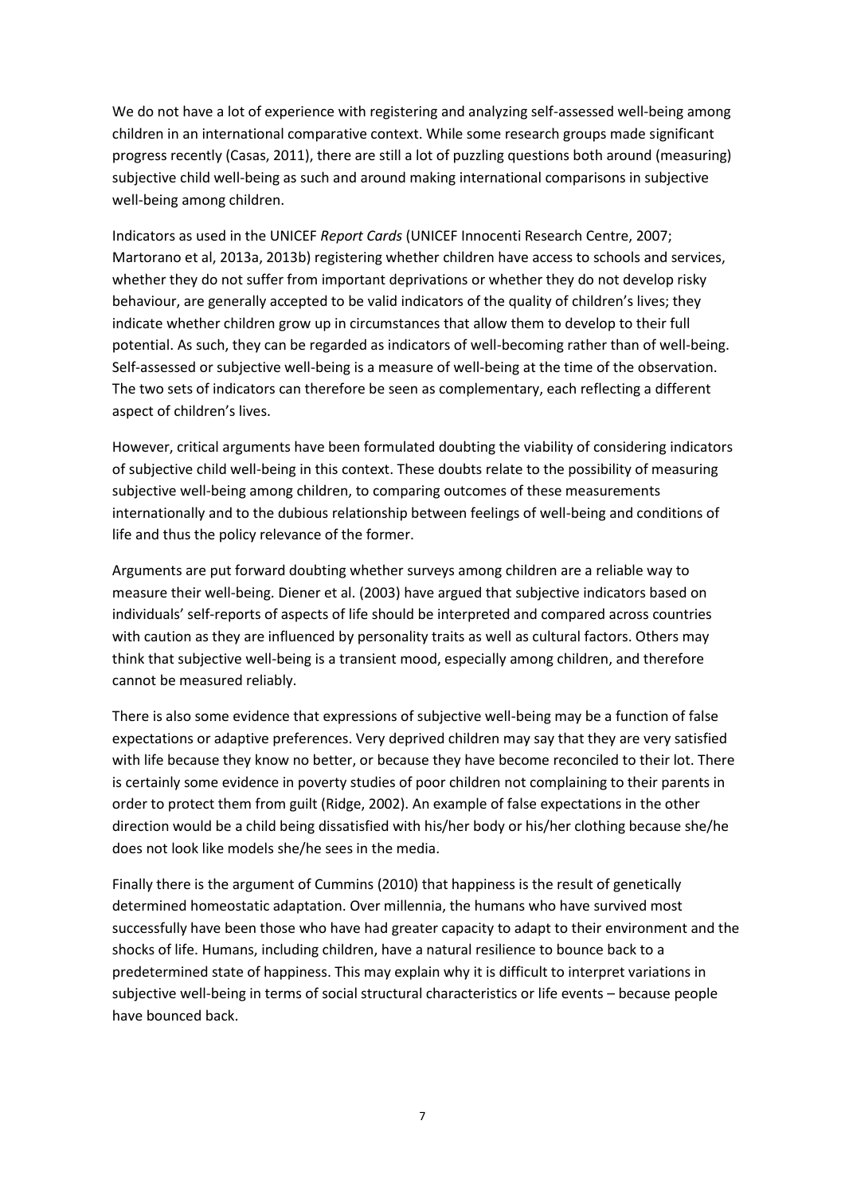We do not have a lot of experience with registering and analyzing self-assessed well-being among children in an international comparative context. While some research groups made significant progress recently (Casas, 2011), there are still a lot of puzzling questions both around (measuring) subjective child well-being as such and around making international comparisons in subjective well-being among children.

Indicators as used in the UNICEF *Report Cards* (UNICEF Innocenti Research Centre, 2007; Martorano et al, 2013a, 2013b) registering whether children have access to schools and services, whether they do not suffer from important deprivations or whether they do not develop risky behaviour, are generally accepted to be valid indicators of the quality of children's lives; they indicate whether children grow up in circumstances that allow them to develop to their full potential. As such, they can be regarded as indicators of well-becoming rather than of well-being. Self-assessed or subjective well-being is a measure of well-being at the time of the observation. The two sets of indicators can therefore be seen as complementary, each reflecting a different aspect of children's lives.

However, critical arguments have been formulated doubting the viability of considering indicators of subjective child well-being in this context. These doubts relate to the possibility of measuring subjective well-being among children, to comparing outcomes of these measurements internationally and to the dubious relationship between feelings of well-being and conditions of life and thus the policy relevance of the former.

Arguments are put forward doubting whether surveys among children are a reliable way to measure their well-being. Diener et al. (2003) have argued that subjective indicators based on individuals' self-reports of aspects of life should be interpreted and compared across countries with caution as they are influenced by personality traits as well as cultural factors. Others may think that subjective well-being is a transient mood, especially among children, and therefore cannot be measured reliably.

There is also some evidence that expressions of subjective well-being may be a function of false expectations or adaptive preferences. Very deprived children may say that they are very satisfied with life because they know no better, or because they have become reconciled to their lot. There is certainly some evidence in poverty studies of poor children not complaining to their parents in order to protect them from guilt (Ridge, 2002). An example of false expectations in the other direction would be a child being dissatisfied with his/her body or his/her clothing because she/he does not look like models she/he sees in the media.

Finally there is the argument of Cummins (2010) that happiness is the result of genetically determined homeostatic adaptation. Over millennia, the humans who have survived most successfully have been those who have had greater capacity to adapt to their environment and the shocks of life. Humans, including children, have a natural resilience to bounce back to a predetermined state of happiness. This may explain why it is difficult to interpret variations in subjective well-being in terms of social structural characteristics or life events – because people have bounced back.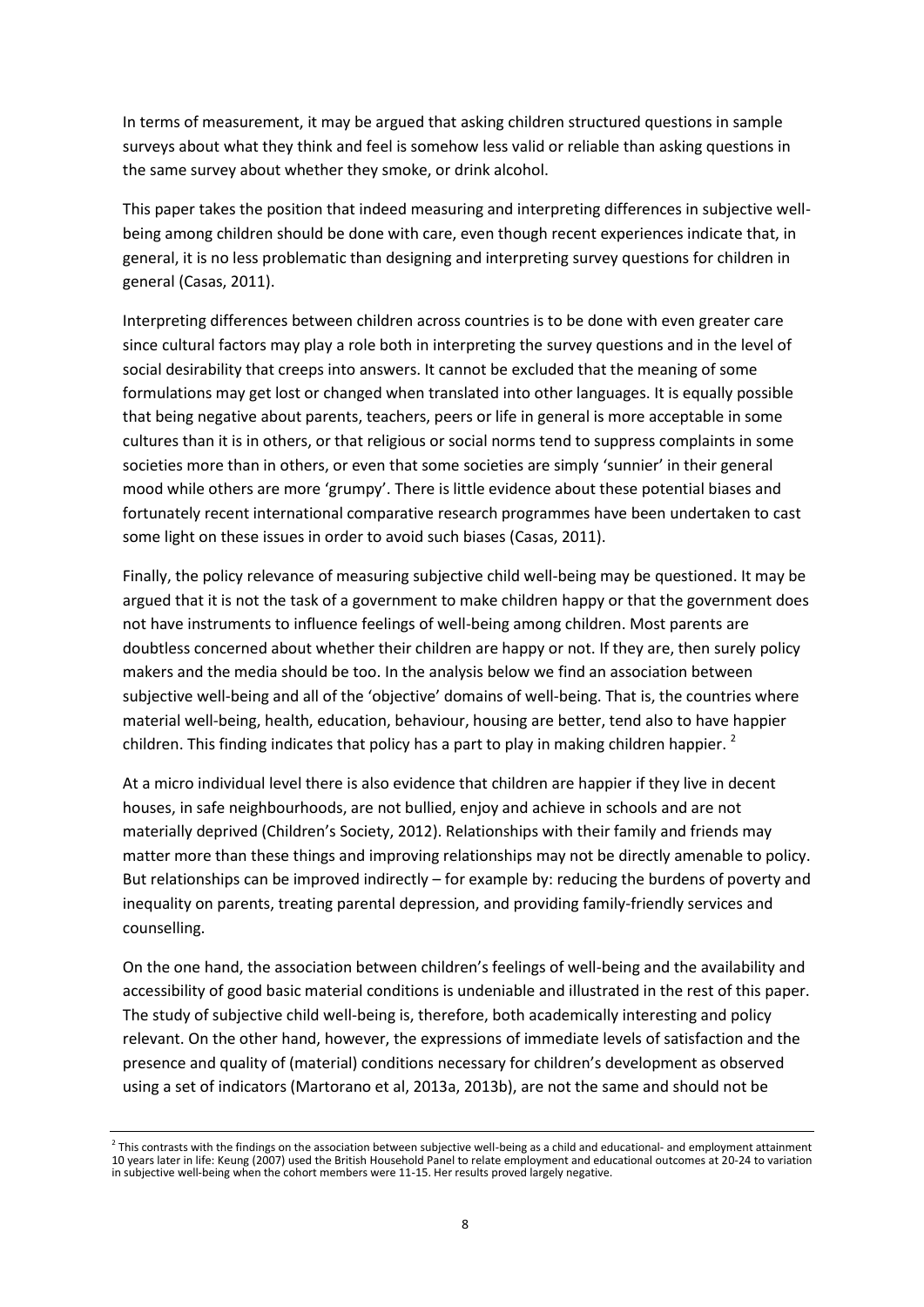In terms of measurement, it may be argued that asking children structured questions in sample surveys about what they think and feel is somehow less valid or reliable than asking questions in the same survey about whether they smoke, or drink alcohol.

This paper takes the position that indeed measuring and interpreting differences in subjective well-being among children should be done with care, even though recent experiences indicate that, in general, it is no less problematic than designing and interpreting survey questions for children in general (Casas, 2011).

Interpreting differences between children across countries is to be done with even greater care since cultural factors may play a role both in interpreting the survey questions and in the level of social desirability that creeps into answers. It cannot be excluded that the meaning of some formulations may get lost or changed when translated into other languages. It is equally possible that being negative about parents, teachers, peers or life in general is more acceptable in some cultures than it is in others, or that religious or social norms tend to suppress complaints in some societies more than in others, or even that some societies are simply 'sunnier' in their general mood while others are more 'grumpy'. There is little evidence about these potential biases and fortunately recent international comparative research programmes have been undertaken to cast some light on these issues in order to avoid such biases (Casas, 2011).

Finally, the policy relevance of measuring subjective child well-being may be questioned. It may be argued that it is not the task of a government to make children happy or that the government does not have instruments to influence feelings of well-being among children. Most parents are doubtless concerned about whether their children are happy or not. If they are, then surely policy makers and the media should be too. In the analysis below we find an association between subjective well-being and all of the 'objective' domains of well-being. That is, the countries where material well-being, health, education, behaviour, housing are better, tend also to have happier children. This finding indicates that policy has a part to play in making children happier. [2]

At a micro individual level there is also evidence that children are happier if they live in decent houses, in safe neighbourhoods, are not bullied, enjoy and achieve in schools and are not materially deprived (Children's Society, 2012). Relationships with their family and friends may matter more than these things and improving relationships may not be directly amenable to policy. But relationships can be improved indirectly – for example by: reducing the burdens of poverty and inequality on parents, treating parental depression, and providing family-friendly services and counselling.

On the one hand, the association between children's feelings of well-being and the availability and accessibility of good basic material conditions is undeniable and illustrated in the rest of this paper. The study of subjective child well-being is, therefore, both academically interesting and policy relevant. On the other hand, however, the expressions of immediate levels of satisfaction and the presence and quality of (material) conditions necessary for children's development as observed using a set of indicators (Martorano et al, 2013a, 2013b), are not the same and should not be

---

[2] This contrasts with the findings on the association between subjective well-being as a child and educational- and employment attainment 10 years later in life: Keung (2007) used the British Household Panel to relate employment and educational outcomes at 20-24 to variation in subjective well-being when the cohort members were 11-15. Her results proved largely negative.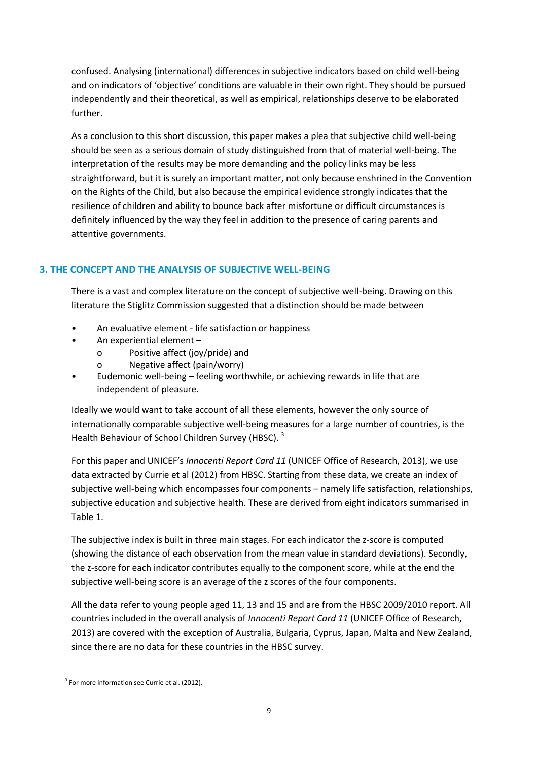confused. Analysing (international) differences in subjective indicators based on child well-being and on indicators of 'objective' conditions are valuable in their own right. They should be pursued independently and their theoretical, as well as empirical, relationships deserve to be elaborated further.

As a conclusion to this short discussion, this paper makes a plea that subjective child well-being should be seen as a serious domain of study distinguished from that of material well-being. The interpretation of the results may be more demanding and the policy links may be less straightforward, but it is surely an important matter, not only because enshrined in the Convention on the Rights of the Child, but also because the empirical evidence strongly indicates that the resilience of children and ability to bounce back after misfortune or difficult circumstances is definitely influenced by the way they feel in addition to the presence of caring parents and attentive governments.

## 3. THE CONCEPT AND THE ANALYSIS OF SUBJECTIVE WELL-BEING

There is a vast and complex literature on the concept of subjective well-being. Drawing on this literature the Stiglitz Commission suggested that a distinction should be made between

- An evaluative element - life satisfaction or happiness
- An experiential element –
  - Positive affect (joy/pride) and
  - Negative affect (pain/worry)
- Eudemonic well-being – feeling worthwhile, or achieving rewards in life that are independent of pleasure.

Ideally we would want to take account of all these elements, however the only source of internationally comparable subjective well-being measures for a large number of countries, is the Health Behaviour of School Children Survey (HBSC). [3]

For this paper and UNICEF's *Innocenti Report Card 11* (UNICEF Office of Research, 2013), we use data extracted by Currie et al (2012) from HBSC. Starting from these data, we create an index of subjective well-being which encompasses four components – namely life satisfaction, relationships, subjective education and subjective health. These are derived from eight indicators summarised in Table 1.

The subjective index is built in three main stages. For each indicator the z-score is computed (showing the distance of each observation from the mean value in standard deviations). Secondly, the z-score for each indicator contributes equally to the component score, while at the end the subjective well-being score is an average of the z scores of the four components.

All the data refer to young people aged 11, 13 and 15 and are from the HBSC 2009/2010 report. All countries included in the overall analysis of *Innocenti Report Card 11* (UNICEF Office of Research, 2013) are covered with the exception of Australia, Bulgaria, Cyprus, Japan, Malta and New Zealand, since there are no data for these countries in the HBSC survey.

[3] For more information see Currie et al. (2012).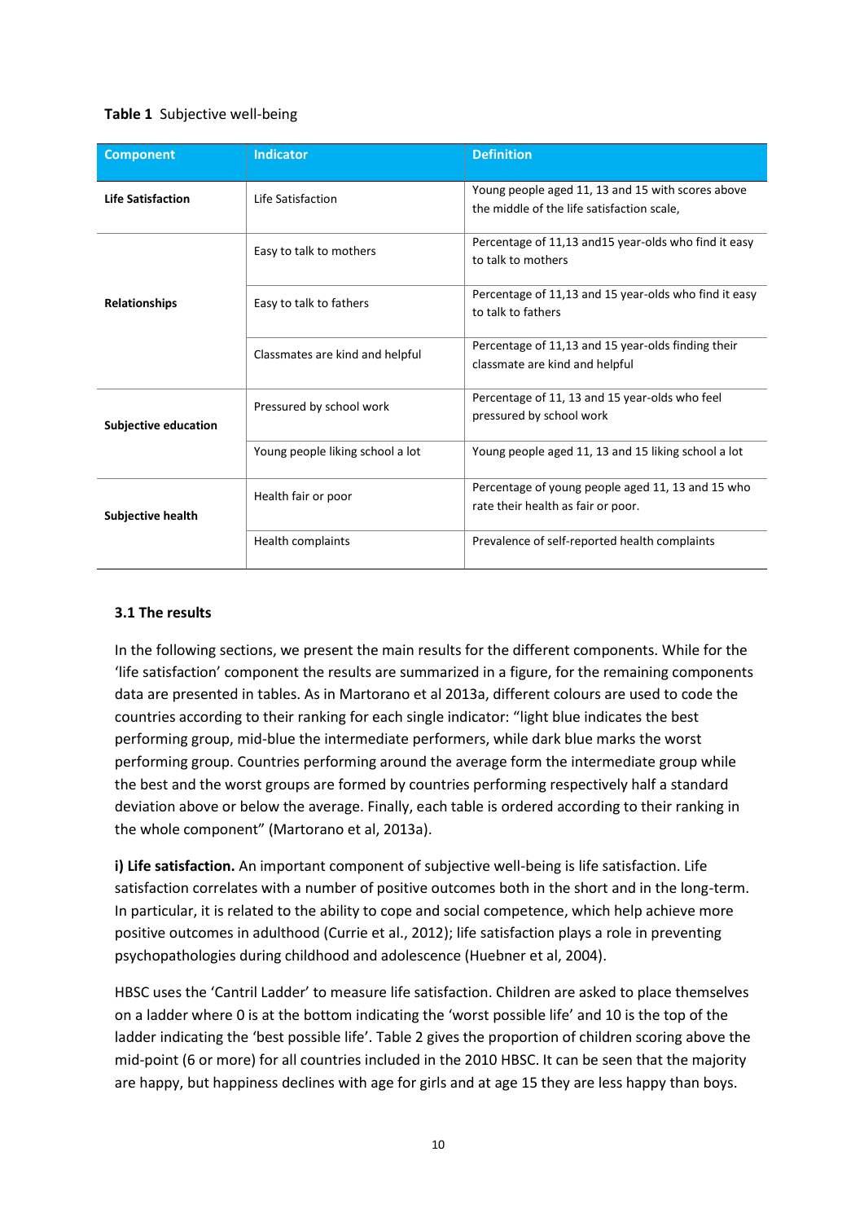**Table 1** Subjective well-being

| Component | Indicator | Definition |
|---|---|---|
| **Life Satisfaction** | Life Satisfaction | Young people aged 11, 13 and 15 with scores above the middle of the life satisfaction scale, |
| **Relationships** | Easy to talk to mothers | Percentage of 11,13 and15 year-olds who find it easy to talk to mothers |
| | Easy to talk to fathers | Percentage of 11,13 and 15 year-olds who find it easy to talk to fathers |
| | Classmates are kind and helpful | Percentage of 11,13 and 15 year-olds finding their classmate are kind and helpful |
| **Subjective education** | Pressured by school work | Percentage of 11, 13 and 15 year-olds who feel pressured by school work |
| | Young people liking school a lot | Young people aged 11, 13 and 15 liking school a lot |
| **Subjective health** | Health fair or poor | Percentage of young people aged 11, 13 and 15 who rate their health as fair or poor. |
| | Health complaints | Prevalence of self-reported health complaints |

### 3.1 The results

In the following sections, we present the main results for the different components. While for the 'life satisfaction' component the results are summarized in a figure, for the remaining components data are presented in tables. As in Martorano et al 2013a, different colours are used to code the countries according to their ranking for each single indicator: "light blue indicates the best performing group, mid-blue the intermediate performers, while dark blue marks the worst performing group. Countries performing around the average form the intermediate group while the best and the worst groups are formed by countries performing respectively half a standard deviation above or below the average. Finally, each table is ordered according to their ranking in the whole component" (Martorano et al, 2013a).

**i) Life satisfaction.** An important component of subjective well-being is life satisfaction. Life satisfaction correlates with a number of positive outcomes both in the short and in the long-term. In particular, it is related to the ability to cope and social competence, which help achieve more positive outcomes in adulthood (Currie et al., 2012); life satisfaction plays a role in preventing psychopathologies during childhood and adolescence (Huebner et al, 2004).

HBSC uses the 'Cantril Ladder' to measure life satisfaction. Children are asked to place themselves on a ladder where 0 is at the bottom indicating the 'worst possible life' and 10 is the top of the ladder indicating the 'best possible life'. Table 2 gives the proportion of children scoring above the mid-point (6 or more) for all countries included in the 2010 HBSC. It can be seen that the majority are happy, but happiness declines with age for girls and at age 15 they are less happy than boys.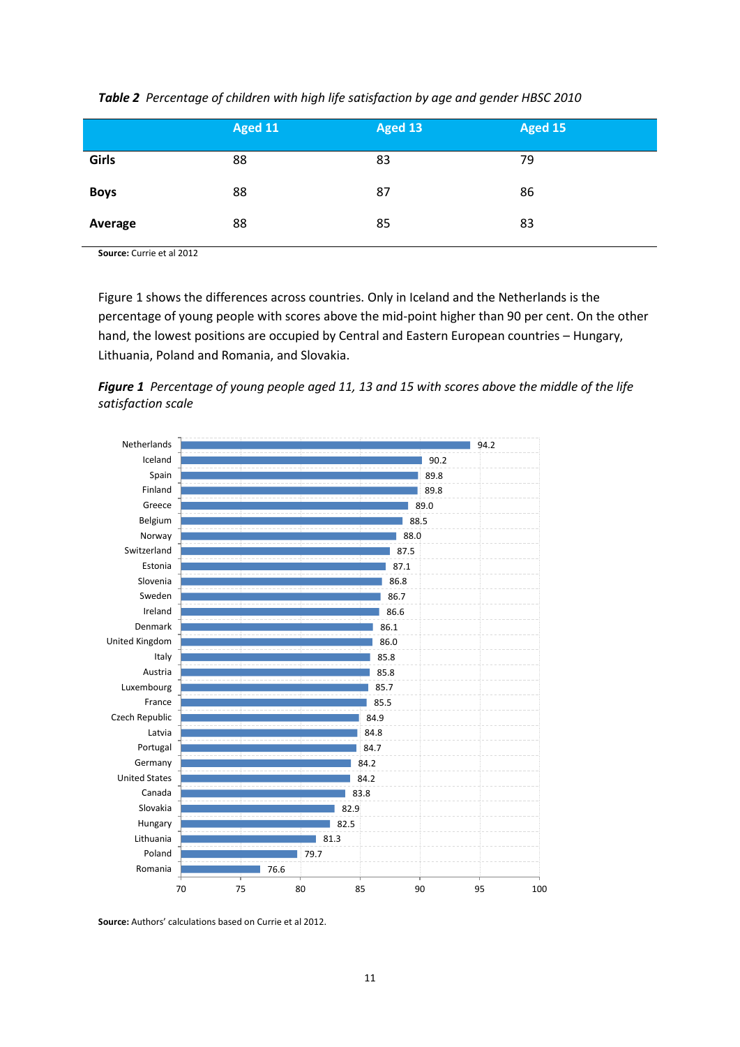***Table 2** Percentage of children with high life satisfaction by age and gender HBSC 2010*

| | Aged 11 | Aged 13 | Aged 15 |
|---|---|---|---|
| **Girls** | 88 | 83 | 79 |
| **Boys** | 88 | 87 | 86 |
| **Average** | 88 | 85 | 83 |

**Source:** Currie et al 2012

Figure 1 shows the differences across countries. Only in Iceland and the Netherlands is the percentage of young people with scores above the mid-point higher than 90 per cent. On the other hand, the lowest positions are occupied by Central and Eastern European countries – Hungary, Lithuania, Poland and Romania, and Slovakia.

***Figure 1** Percentage of young people aged 11, 13 and 15 with scores above the middle of the life satisfaction scale*

| Country | % |
|---|---|
| Netherlands | 94.2 |
| Iceland | 90.2 |
| Spain | 89.8 |
| Finland | 89.8 |
| Greece | 89.0 |
| Belgium | 88.5 |
| Norway | 88.0 |
| Switzerland | 87.5 |
| Estonia | 87.1 |
| Slovenia | 86.8 |
| Sweden | 86.7 |
| Ireland | 86.6 |
| Denmark | 86.1 |
| United Kingdom | 86.0 |
| Italy | 85.8 |
| Austria | 85.8 |
| Luxembourg | 85.7 |
| France | 85.5 |
| Czech Republic | 84.9 |
| Latvia | 84.8 |
| Portugal | 84.7 |
| Germany | 84.2 |
| United States | 84.2 |
| Canada | 83.8 |
| Slovakia | 82.9 |
| Hungary | 82.5 |
| Lithuania | 81.3 |
| Poland | 79.7 |
| Romania | 76.6 |

**Source:** Authors' calculations based on Currie et al 2012.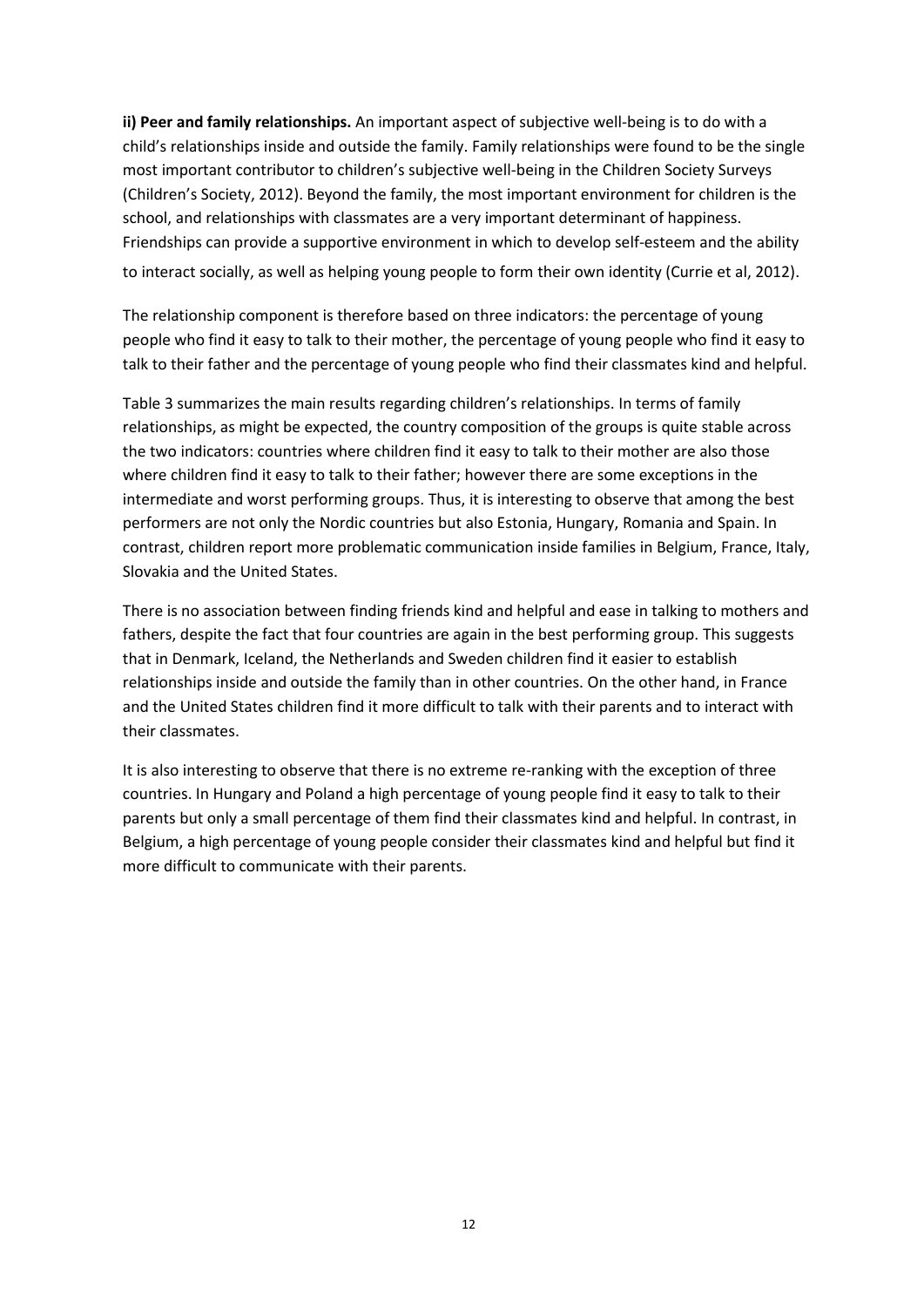**ii) Peer and family relationships.** An important aspect of subjective well-being is to do with a child's relationships inside and outside the family. Family relationships were found to be the single most important contributor to children's subjective well-being in the Children Society Surveys (Children's Society, 2012). Beyond the family, the most important environment for children is the school, and relationships with classmates are a very important determinant of happiness. Friendships can provide a supportive environment in which to develop self-esteem and the ability to interact socially, as well as helping young people to form their own identity (Currie et al, 2012).

The relationship component is therefore based on three indicators: the percentage of young people who find it easy to talk to their mother, the percentage of young people who find it easy to talk to their father and the percentage of young people who find their classmates kind and helpful.

Table 3 summarizes the main results regarding children's relationships. In terms of family relationships, as might be expected, the country composition of the groups is quite stable across the two indicators: countries where children find it easy to talk to their mother are also those where children find it easy to talk to their father; however there are some exceptions in the intermediate and worst performing groups. Thus, it is interesting to observe that among the best performers are not only the Nordic countries but also Estonia, Hungary, Romania and Spain. In contrast, children report more problematic communication inside families in Belgium, France, Italy, Slovakia and the United States.

There is no association between finding friends kind and helpful and ease in talking to mothers and fathers, despite the fact that four countries are again in the best performing group. This suggests that in Denmark, Iceland, the Netherlands and Sweden children find it easier to establish relationships inside and outside the family than in other countries. On the other hand, in France and the United States children find it more difficult to talk with their parents and to interact with their classmates.

It is also interesting to observe that there is no extreme re-ranking with the exception of three countries. In Hungary and Poland a high percentage of young people find it easy to talk to their parents but only a small percentage of them find their classmates kind and helpful. In contrast, in Belgium, a high percentage of young people consider their classmates kind and helpful but find it more difficult to communicate with their parents.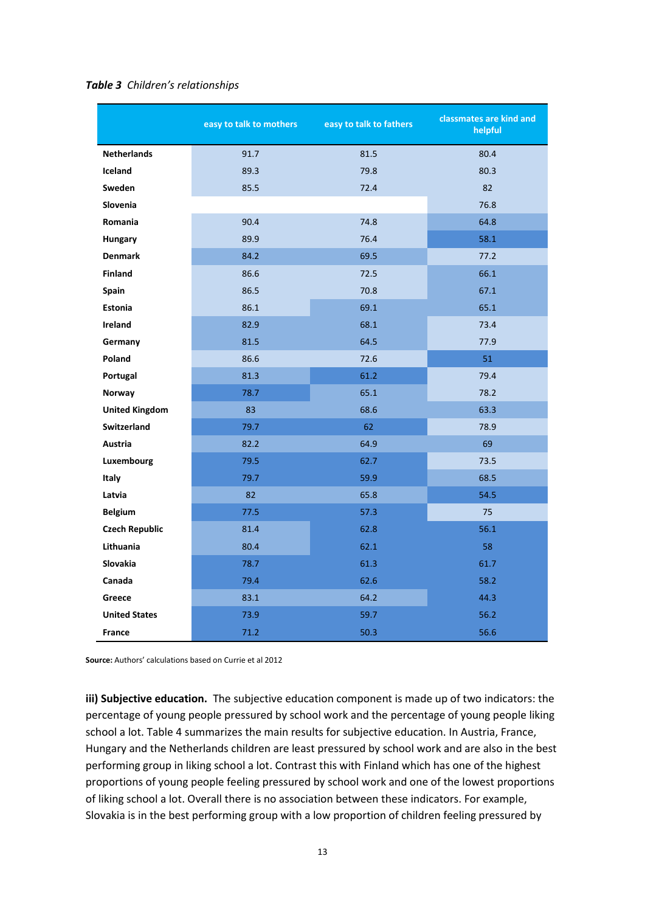*Table 3* *Children's relationships*

| | easy to talk to mothers | easy to talk to fathers | classmates are kind and helpful |
|---|---|---|---|
| **Netherlands** | 91.7 | 81.5 | 80.4 |
| **Iceland** | 89.3 | 79.8 | 80.3 |
| **Sweden** | 85.5 | 72.4 | 82 |
| **Slovenia** | | | 76.8 |
| **Romania** | 90.4 | 74.8 | 64.8 |
| **Hungary** | 89.9 | 76.4 | 58.1 |
| **Denmark** | 84.2 | 69.5 | 77.2 |
| **Finland** | 86.6 | 72.5 | 66.1 |
| **Spain** | 86.5 | 70.8 | 67.1 |
| **Estonia** | 86.1 | 69.1 | 65.1 |
| **Ireland** | 82.9 | 68.1 | 73.4 |
| **Germany** | 81.5 | 64.5 | 77.9 |
| **Poland** | 86.6 | 72.6 | 51 |
| **Portugal** | 81.3 | 61.2 | 79.4 |
| **Norway** | 78.7 | 65.1 | 78.2 |
| **United Kingdom** | 83 | 68.6 | 63.3 |
| **Switzerland** | 79.7 | 62 | 78.9 |
| **Austria** | 82.2 | 64.9 | 69 |
| **Luxembourg** | 79.5 | 62.7 | 73.5 |
| **Italy** | 79.7 | 59.9 | 68.5 |
| **Latvia** | 82 | 65.8 | 54.5 |
| **Belgium** | 77.5 | 57.3 | 75 |
| **Czech Republic** | 81.4 | 62.8 | 56.1 |
| **Lithuania** | 80.4 | 62.1 | 58 |
| **Slovakia** | 78.7 | 61.3 | 61.7 |
| **Canada** | 79.4 | 62.6 | 58.2 |
| **Greece** | 83.1 | 64.2 | 44.3 |
| **United States** | 73.9 | 59.7 | 56.2 |
| **France** | 71.2 | 50.3 | 56.6 |

**Source:** Authors' calculations based on Currie et al 2012

**iii) Subjective education.** The subjective education component is made up of two indicators: the percentage of young people pressured by school work and the percentage of young people liking school a lot. Table 4 summarizes the main results for subjective education. In Austria, France, Hungary and the Netherlands children are least pressured by school work and are also in the best performing group in liking school a lot. Contrast this with Finland which has one of the highest proportions of young people feeling pressured by school work and one of the lowest proportions of liking school a lot. Overall there is no association between these indicators. For example, Slovakia is in the best performing group with a low proportion of children feeling pressured by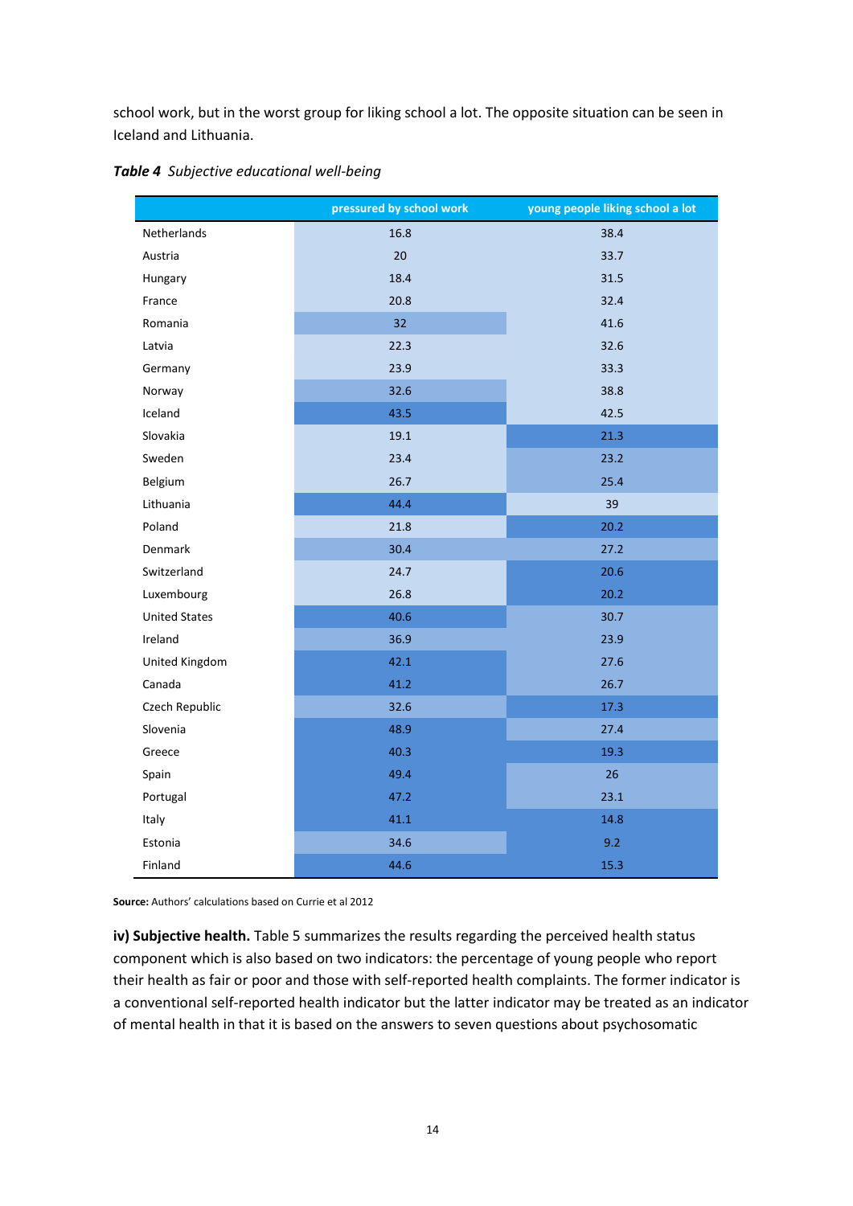school work, but in the worst group for liking school a lot. The opposite situation can be seen in Iceland and Lithuania.

***Table 4*** *Subjective educational well-being*

| | pressured by school work | young people liking school a lot |
|---|---|---|
| Netherlands | 16.8 | 38.4 |
| Austria | 20 | 33.7 |
| Hungary | 18.4 | 31.5 |
| France | 20.8 | 32.4 |
| Romania | 32 | 41.6 |
| Latvia | 22.3 | 32.6 |
| Germany | 23.9 | 33.3 |
| Norway | 32.6 | 38.8 |
| Iceland | 43.5 | 42.5 |
| Slovakia | 19.1 | 21.3 |
| Sweden | 23.4 | 23.2 |
| Belgium | 26.7 | 25.4 |
| Lithuania | 44.4 | 39 |
| Poland | 21.8 | 20.2 |
| Denmark | 30.4 | 27.2 |
| Switzerland | 24.7 | 20.6 |
| Luxembourg | 26.8 | 20.2 |
| United States | 40.6 | 30.7 |
| Ireland | 36.9 | 23.9 |
| United Kingdom | 42.1 | 27.6 |
| Canada | 41.2 | 26.7 |
| Czech Republic | 32.6 | 17.3 |
| Slovenia | 48.9 | 27.4 |
| Greece | 40.3 | 19.3 |
| Spain | 49.4 | 26 |
| Portugal | 47.2 | 23.1 |
| Italy | 41.1 | 14.8 |
| Estonia | 34.6 | 9.2 |
| Finland | 44.6 | 15.3 |

**Source:** Authors' calculations based on Currie et al 2012

**iv) Subjective health.** Table 5 summarizes the results regarding the perceived health status component which is also based on two indicators: the percentage of young people who report their health as fair or poor and those with self-reported health complaints. The former indicator is a conventional self-reported health indicator but the latter indicator may be treated as an indicator of mental health in that it is based on the answers to seven questions about psychosomatic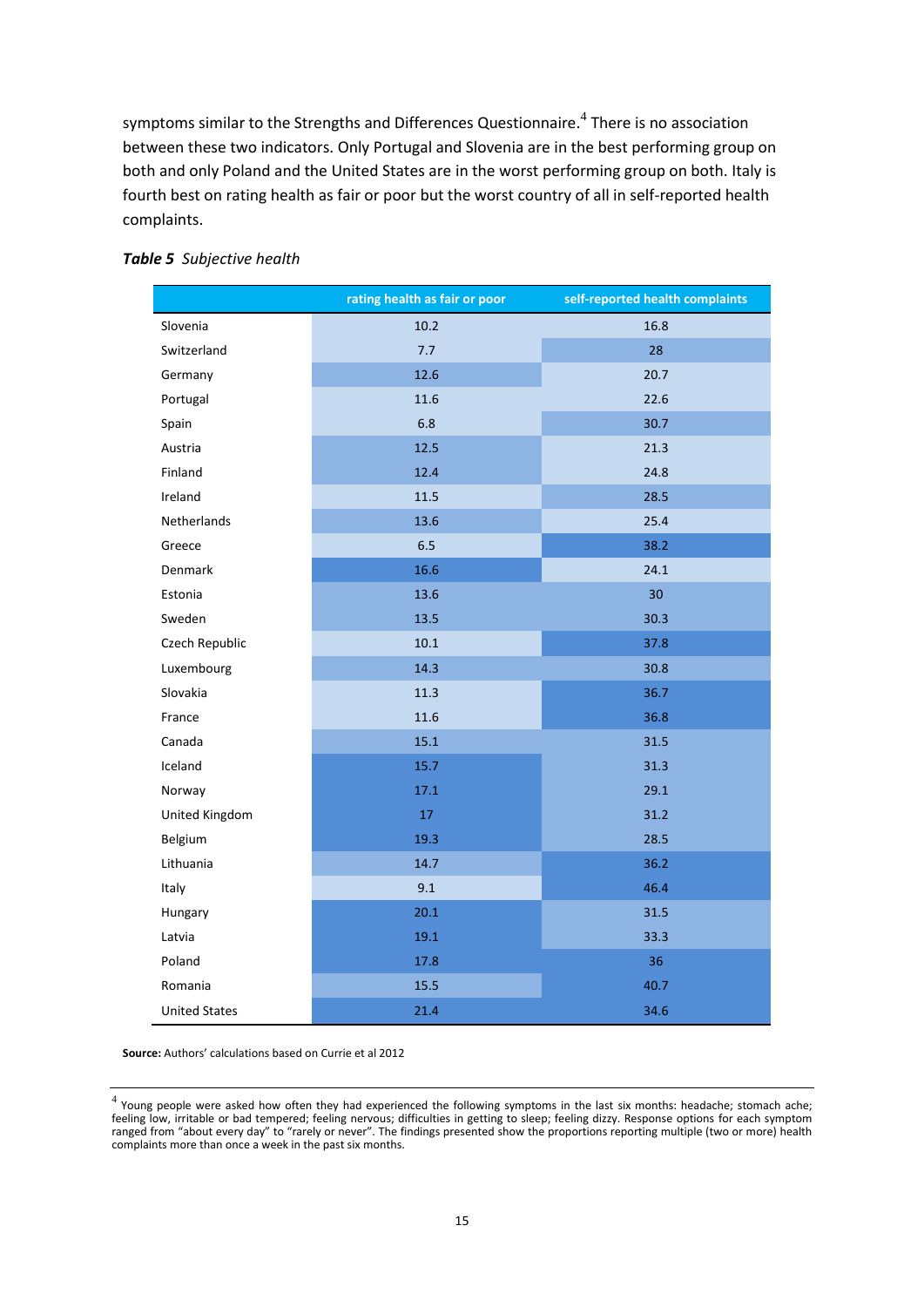symptoms similar to the Strengths and Differences Questionnaire.[4] There is no association between these two indicators. Only Portugal and Slovenia are in the best performing group on both and only Poland and the United States are in the worst performing group on both. Italy is fourth best on rating health as fair or poor but the worst country of all in self-reported health complaints.

***Table 5** Subjective health*

| | rating health as fair or poor | self-reported health complaints |
|---|---|---|
| Slovenia | 10.2 | 16.8 |
| Switzerland | 7.7 | 28 |
| Germany | 12.6 | 20.7 |
| Portugal | 11.6 | 22.6 |
| Spain | 6.8 | 30.7 |
| Austria | 12.5 | 21.3 |
| Finland | 12.4 | 24.8 |
| Ireland | 11.5 | 28.5 |
| Netherlands | 13.6 | 25.4 |
| Greece | 6.5 | 38.2 |
| Denmark | 16.6 | 24.1 |
| Estonia | 13.6 | 30 |
| Sweden | 13.5 | 30.3 |
| Czech Republic | 10.1 | 37.8 |
| Luxembourg | 14.3 | 30.8 |
| Slovakia | 11.3 | 36.7 |
| France | 11.6 | 36.8 |
| Canada | 15.1 | 31.5 |
| Iceland | 15.7 | 31.3 |
| Norway | 17.1 | 29.1 |
| United Kingdom | 17 | 31.2 |
| Belgium | 19.3 | 28.5 |
| Lithuania | 14.7 | 36.2 |
| Italy | 9.1 | 46.4 |
| Hungary | 20.1 | 31.5 |
| Latvia | 19.1 | 33.3 |
| Poland | 17.8 | 36 |
| Romania | 15.5 | 40.7 |
| United States | 21.4 | 34.6 |

**Source:** Authors' calculations based on Currie et al 2012

[4] Young people were asked how often they had experienced the following symptoms in the last six months: headache; stomach ache; feeling low, irritable or bad tempered; feeling nervous; difficulties in getting to sleep; feeling dizzy. Response options for each symptom ranged from "about every day" to "rarely or never". The findings presented show the proportions reporting multiple (two or more) health complaints more than once a week in the past six months.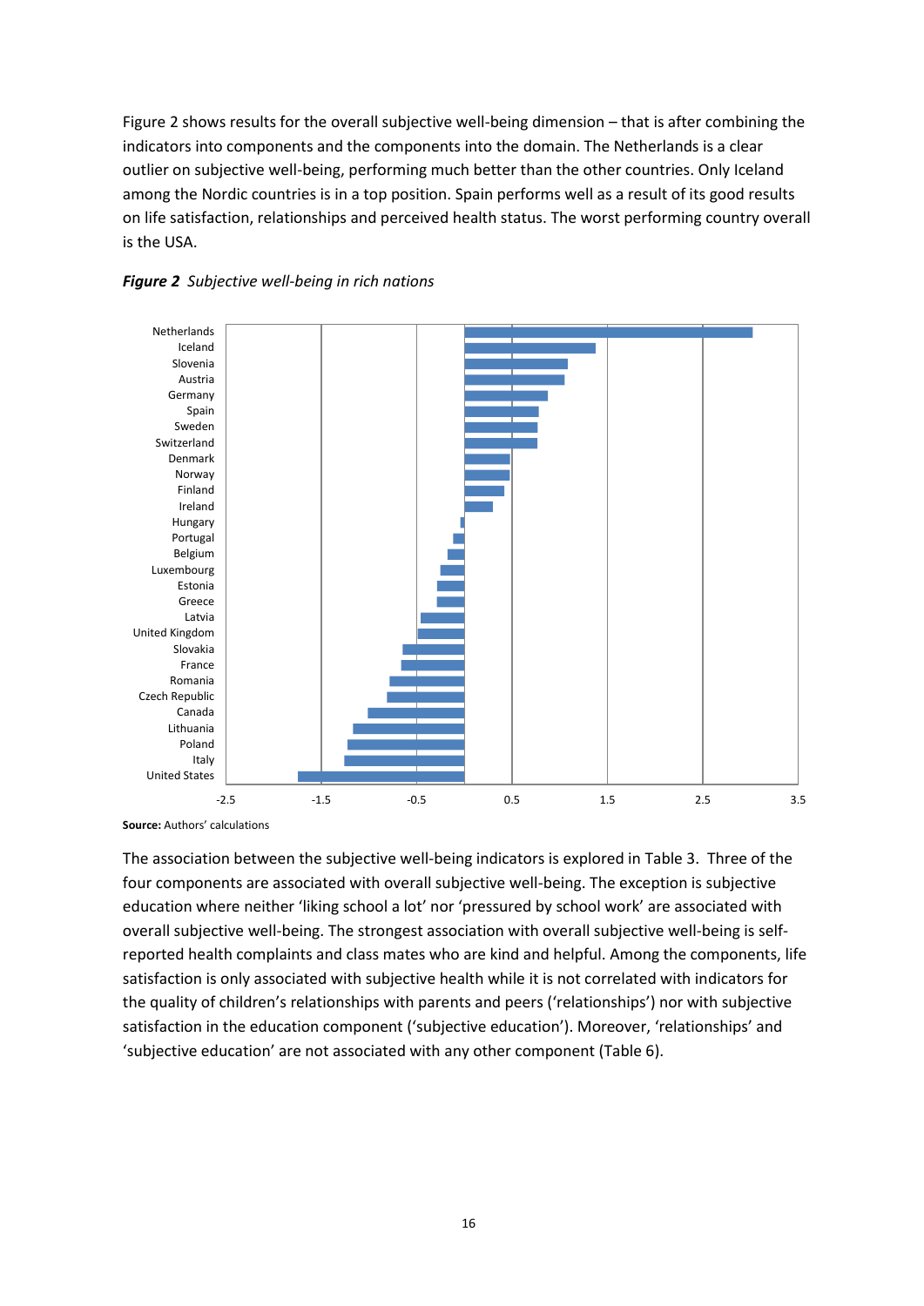Figure 2 shows results for the overall subjective well-being dimension – that is after combining the indicators into components and the components into the domain. The Netherlands is a clear outlier on subjective well-being, performing much better than the other countries. Only Iceland among the Nordic countries is in a top position. Spain performs well as a result of its good results on life satisfaction, relationships and perceived health status. The worst performing country overall is the USA.

***Figure 2*** *Subjective well-being in rich nations*

**Source:** Authors' calculations

The association between the subjective well-being indicators is explored in Table 3. Three of the four components are associated with overall subjective well-being. The exception is subjective education where neither 'liking school a lot' nor 'pressured by school work' are associated with overall subjective well-being. The strongest association with overall subjective well-being is self-reported health complaints and class mates who are kind and helpful. Among the components, life satisfaction is only associated with subjective health while it is not correlated with indicators for the quality of children's relationships with parents and peers ('relationships') nor with subjective satisfaction in the education component ('subjective education'). Moreover, 'relationships' and 'subjective education' are not associated with any other component (Table 6).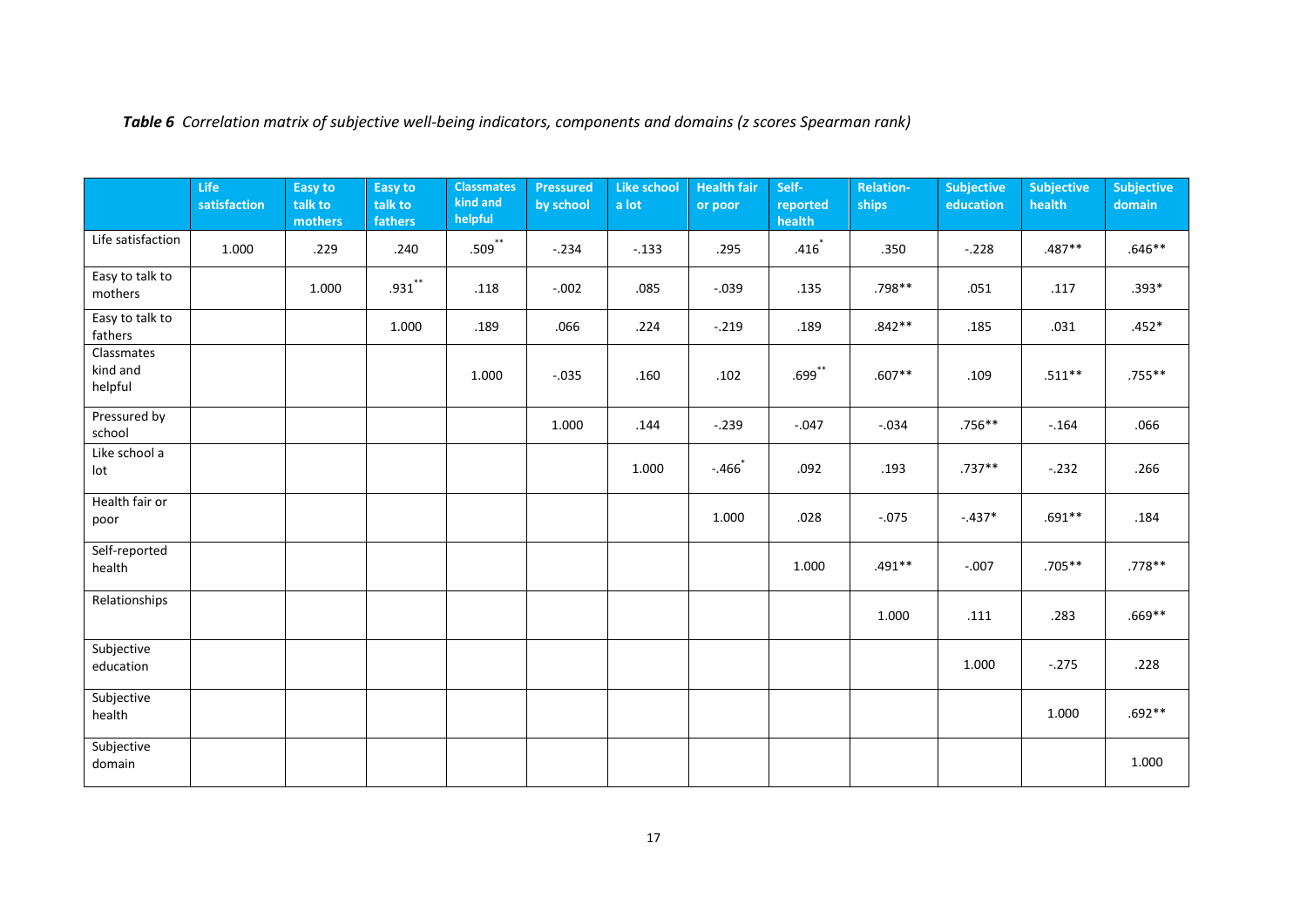***Table 6*** *Correlation matrix of subjective well-being indicators, components and domains (z scores Spearman rank)*

| | Life satisfaction | Easy to talk to mothers | Easy to talk to fathers | Classmates kind and helpful | Pressured by school | Like school a lot | Health fair or poor | Self-reported health | Relation-ships | Subjective education | Subjective health | Subjective domain |
|---|---|---|---|---|---|---|---|---|---|---|---|---|
| Life satisfaction | 1.000 | .229 | .240 | .509** | -.234 | -.133 | .295 | .416* | .350 | -.228 | .487** | .646** |
| Easy to talk to mothers | | 1.000 | .931** | .118 | -.002 | .085 | -.039 | .135 | .798** | .051 | .117 | .393* |
| Easy to talk to fathers | | | 1.000 | .189 | .066 | .224 | -.219 | .189 | .842** | .185 | .031 | .452* |
| Classmates kind and helpful | | | | 1.000 | -.035 | .160 | .102 | .699** | .607** | .109 | .511** | .755** |
| Pressured by school | | | | | 1.000 | .144 | -.239 | -.047 | -.034 | .756** | -.164 | .066 |
| Like school a lot | | | | | | 1.000 | -.466* | .092 | .193 | .737** | -.232 | .266 |
| Health fair or poor | | | | | | | 1.000 | .028 | -.075 | -.437* | .691** | .184 |
| Self-reported health | | | | | | | | 1.000 | .491** | -.007 | .705** | .778** |
| Relationships | | | | | | | | | 1.000 | .111 | .283 | .669** |
| Subjective education | | | | | | | | | | 1.000 | -.275 | .228 |
| Subjective health | | | | | | | | | | | 1.000 | .692** |
| Subjective domain | | | | | | | | | | | | 1.000 |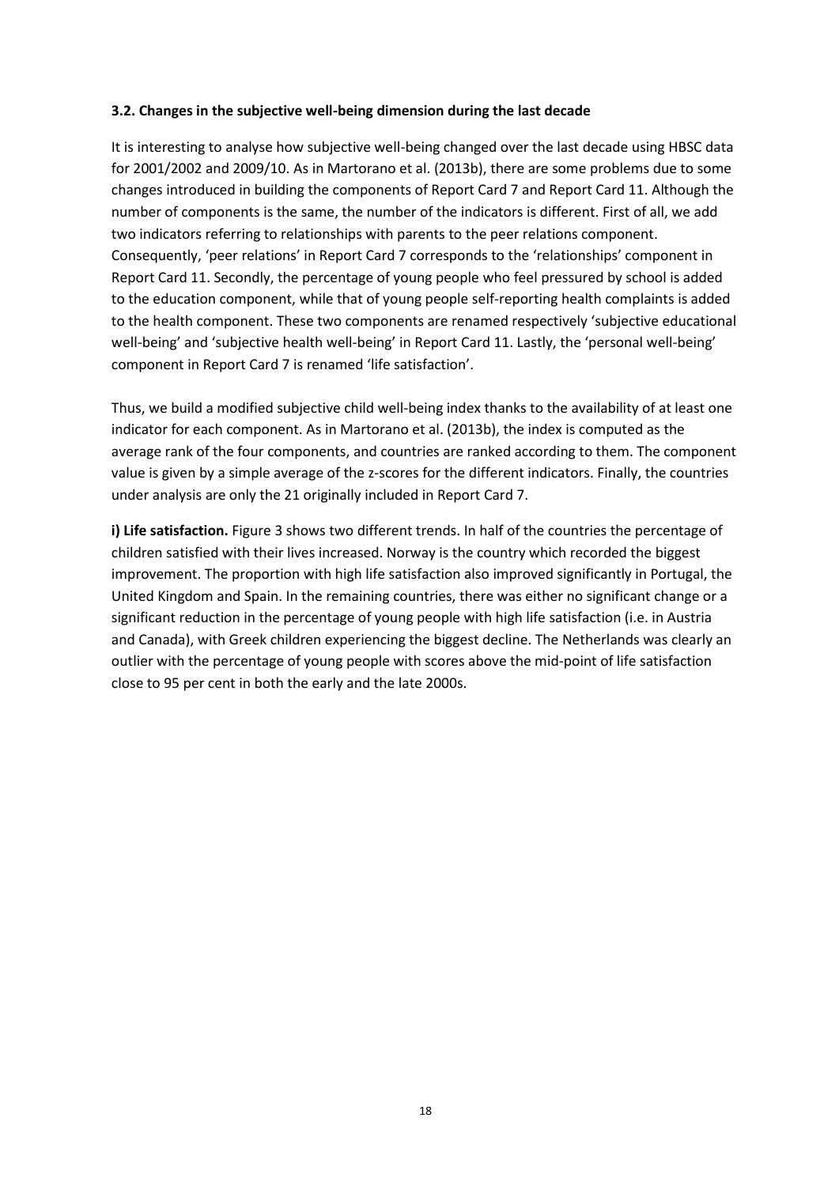### 3.2. Changes in the subjective well-being dimension during the last decade

It is interesting to analyse how subjective well-being changed over the last decade using HBSC data for 2001/2002 and 2009/10. As in Martorano et al. (2013b), there are some problems due to some changes introduced in building the components of Report Card 7 and Report Card 11. Although the number of components is the same, the number of the indicators is different. First of all, we add two indicators referring to relationships with parents to the peer relations component. Consequently, 'peer relations' in Report Card 7 corresponds to the 'relationships' component in Report Card 11. Secondly, the percentage of young people who feel pressured by school is added to the education component, while that of young people self-reporting health complaints is added to the health component. These two components are renamed respectively 'subjective educational well-being' and 'subjective health well-being' in Report Card 11. Lastly, the 'personal well-being' component in Report Card 7 is renamed 'life satisfaction'.

Thus, we build a modified subjective child well-being index thanks to the availability of at least one indicator for each component. As in Martorano et al. (2013b), the index is computed as the average rank of the four components, and countries are ranked according to them. The component value is given by a simple average of the z-scores for the different indicators. Finally, the countries under analysis are only the 21 originally included in Report Card 7.

**i) Life satisfaction.** Figure 3 shows two different trends. In half of the countries the percentage of children satisfied with their lives increased. Norway is the country which recorded the biggest improvement. The proportion with high life satisfaction also improved significantly in Portugal, the United Kingdom and Spain. In the remaining countries, there was either no significant change or a significant reduction in the percentage of young people with high life satisfaction (i.e. in Austria and Canada), with Greek children experiencing the biggest decline. The Netherlands was clearly an outlier with the percentage of young people with scores above the mid-point of life satisfaction close to 95 per cent in both the early and the late 2000s.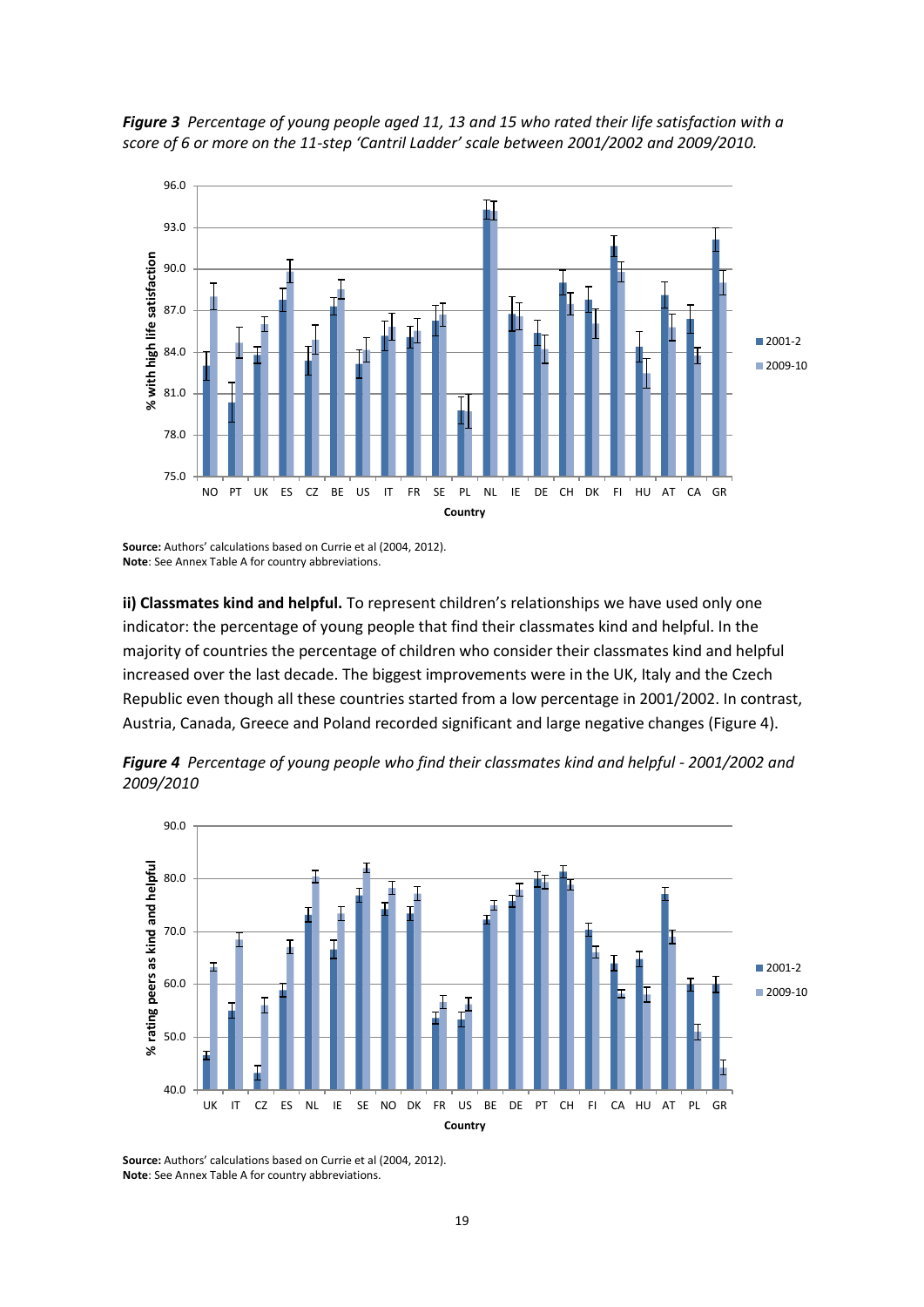***Figure 3*** *Percentage of young people aged 11, 13 and 15 who rated their life satisfaction with a score of 6 or more on the 11-step 'Cantril Ladder' scale between 2001/2002 and 2009/2010.*

**Source:** Authors' calculations based on Currie et al (2004, 2012).
**Note**: See Annex Table A for country abbreviations.

**ii) Classmates kind and helpful.** To represent children's relationships we have used only one indicator: the percentage of young people that find their classmates kind and helpful. In the majority of countries the percentage of children who consider their classmates kind and helpful increased over the last decade. The biggest improvements were in the UK, Italy and the Czech Republic even though all these countries started from a low percentage in 2001/2002. In contrast, Austria, Canada, Greece and Poland recorded significant and large negative changes (Figure 4).

***Figure 4*** *Percentage of young people who find their classmates kind and helpful - 2001/2002 and 2009/2010*

**Source:** Authors' calculations based on Currie et al (2004, 2012).
**Note**: See Annex Table A for country abbreviations.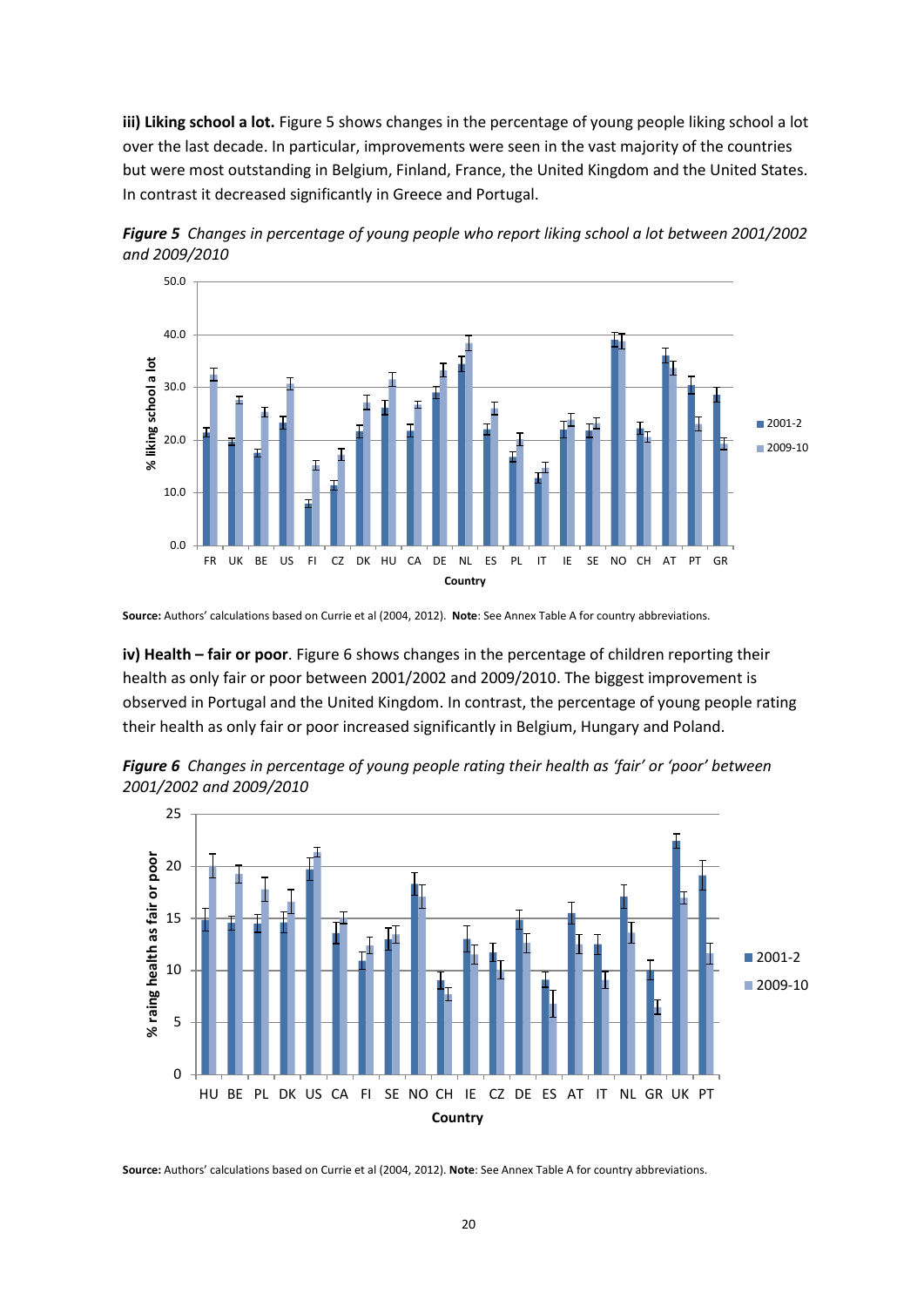**iii) Liking school a lot.** Figure 5 shows changes in the percentage of young people liking school a lot over the last decade. In particular, improvements were seen in the vast majority of the countries but were most outstanding in Belgium, Finland, France, the United Kingdom and the United States. In contrast it decreased significantly in Greece and Portugal.

***Figure 5*** *Changes in percentage of young people who report liking school a lot between 2001/2002 and 2009/2010*

**Source:** Authors' calculations based on Currie et al (2004, 2012). **Note**: See Annex Table A for country abbreviations.

**iv) Health – fair or poor**. Figure 6 shows changes in the percentage of children reporting their health as only fair or poor between 2001/2002 and 2009/2010. The biggest improvement is observed in Portugal and the United Kingdom. In contrast, the percentage of young people rating their health as only fair or poor increased significantly in Belgium, Hungary and Poland.

***Figure 6*** *Changes in percentage of young people rating their health as 'fair' or 'poor' between 2001/2002 and 2009/2010*

**Source:** Authors' calculations based on Currie et al (2004, 2012). **Note**: See Annex Table A for country abbreviations.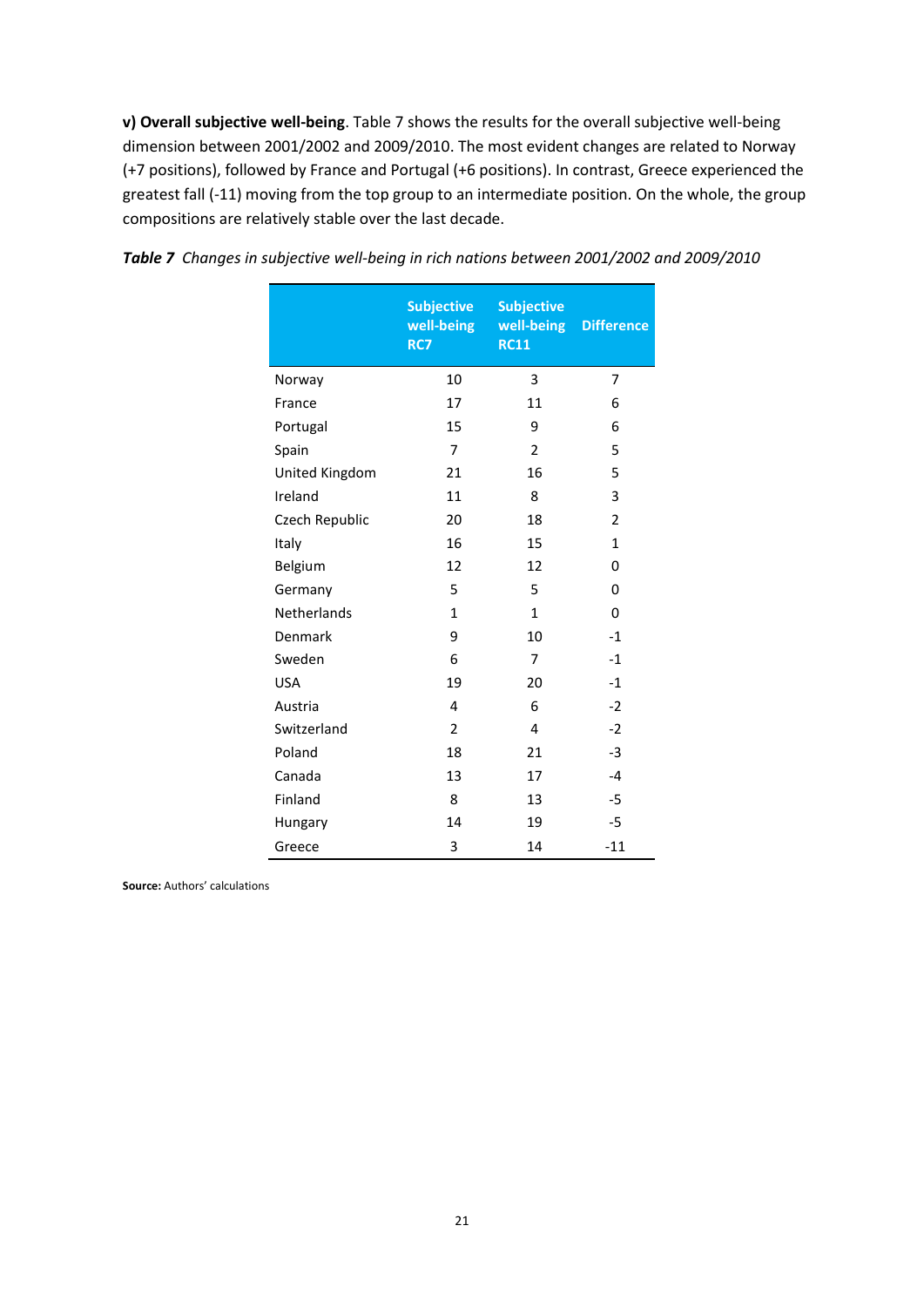**v) Overall subjective well-being**. Table 7 shows the results for the overall subjective well-being dimension between 2001/2002 and 2009/2010. The most evident changes are related to Norway (+7 positions), followed by France and Portugal (+6 positions). In contrast, Greece experienced the greatest fall (-11) moving from the top group to an intermediate position. On the whole, the group compositions are relatively stable over the last decade.

***Table 7*** *Changes in subjective well-being in rich nations between 2001/2002 and 2009/2010*

| | Subjective well-being RC7 | Subjective well-being RC11 | Difference |
|---|---|---|---|
| Norway | 10 | 3 | 7 |
| France | 17 | 11 | 6 |
| Portugal | 15 | 9 | 6 |
| Spain | 7 | 2 | 5 |
| United Kingdom | 21 | 16 | 5 |
| Ireland | 11 | 8 | 3 |
| Czech Republic | 20 | 18 | 2 |
| Italy | 16 | 15 | 1 |
| Belgium | 12 | 12 | 0 |
| Germany | 5 | 5 | 0 |
| Netherlands | 1 | 1 | 0 |
| Denmark | 9 | 10 | -1 |
| Sweden | 6 | 7 | -1 |
| USA | 19 | 20 | -1 |
| Austria | 4 | 6 | -2 |
| Switzerland | 2 | 4 | -2 |
| Poland | 18 | 21 | -3 |
| Canada | 13 | 17 | -4 |
| Finland | 8 | 13 | -5 |
| Hungary | 14 | 19 | -5 |
| Greece | 3 | 14 | -11 |

**Source:** Authors' calculations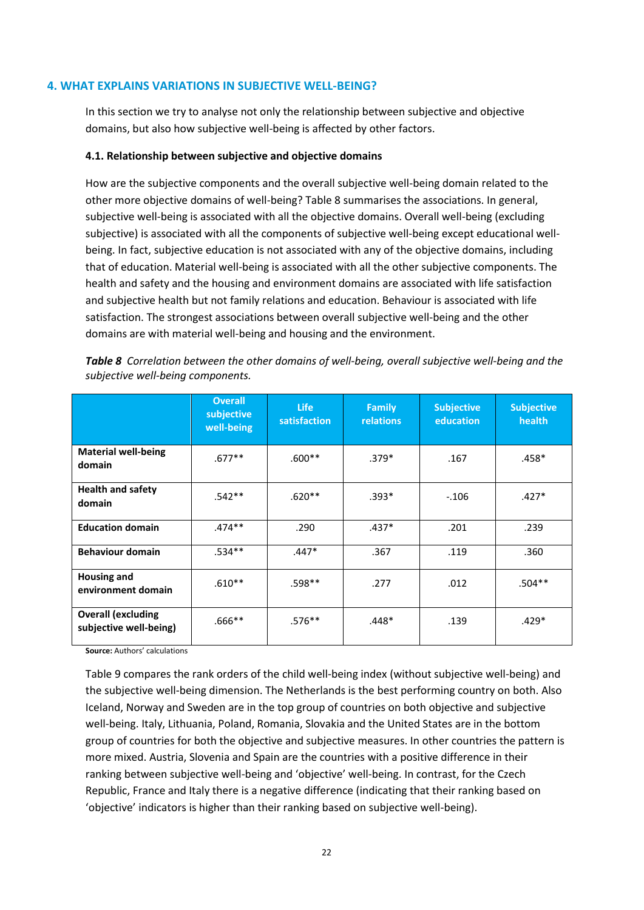## 4. WHAT EXPLAINS VARIATIONS IN SUBJECTIVE WELL-BEING?

In this section we try to analyse not only the relationship between subjective and objective domains, but also how subjective well-being is affected by other factors.

### 4.1. Relationship between subjective and objective domains

How are the subjective components and the overall subjective well-being domain related to the other more objective domains of well-being? Table 8 summarises the associations. In general, subjective well-being is associated with all the objective domains. Overall well-being (excluding subjective) is associated with all the components of subjective well-being except educational well-being. In fact, subjective education is not associated with any of the objective domains, including that of education. Material well-being is associated with all the other subjective components. The health and safety and the housing and environment domains are associated with life satisfaction and subjective health but not family relations and education. Behaviour is associated with life satisfaction. The strongest associations between overall subjective well-being and the other domains are with material well-being and housing and the environment.

***Table 8*** *Correlation between the other domains of well-being, overall subjective well-being and the subjective well-being components.*

| | Overall subjective well-being | Life satisfaction | Family relations | Subjective education | Subjective health |
|---|---|---|---|---|---|
| **Material well-being domain** | .677** | .600** | .379* | .167 | .458* |
| **Health and safety domain** | .542** | .620** | .393* | -.106 | .427* |
| **Education domain** | .474** | .290 | .437* | .201 | .239 |
| **Behaviour domain** | .534** | .447* | .367 | .119 | .360 |
| **Housing and environment domain** | .610** | .598** | .277 | .012 | .504** |
| **Overall (excluding subjective well-being)** | .666** | .576** | .448* | .139 | .429* |

**Source:** Authors' calculations

Table 9 compares the rank orders of the child well-being index (without subjective well-being) and the subjective well-being dimension. The Netherlands is the best performing country on both. Also Iceland, Norway and Sweden are in the top group of countries on both objective and subjective well-being. Italy, Lithuania, Poland, Romania, Slovakia and the United States are in the bottom group of countries for both the objective and subjective measures. In other countries the pattern is more mixed. Austria, Slovenia and Spain are the countries with a positive difference in their ranking between subjective well-being and 'objective' well-being. In contrast, for the Czech Republic, France and Italy there is a negative difference (indicating that their ranking based on 'objective' indicators is higher than their ranking based on subjective well-being).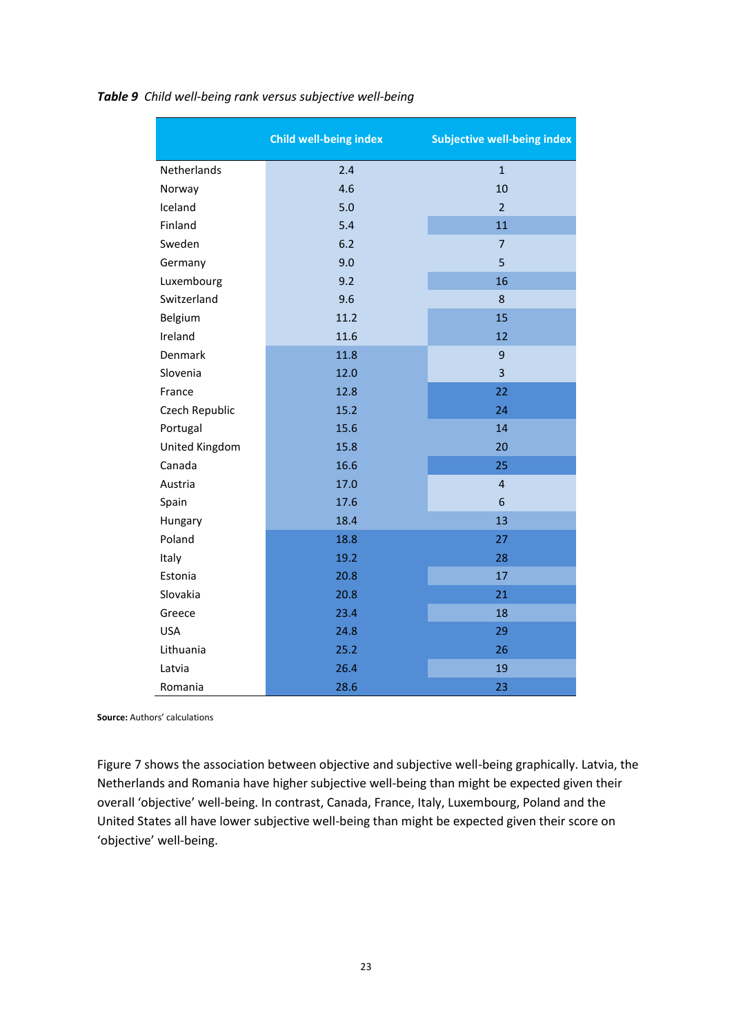***Table 9*** *Child well-being rank versus subjective well-being*

| | Child well-being index | Subjective well-being index |
|---|---|---|
| Netherlands | 2.4 | 1 |
| Norway | 4.6 | 10 |
| Iceland | 5.0 | 2 |
| Finland | 5.4 | 11 |
| Sweden | 6.2 | 7 |
| Germany | 9.0 | 5 |
| Luxembourg | 9.2 | 16 |
| Switzerland | 9.6 | 8 |
| Belgium | 11.2 | 15 |
| Ireland | 11.6 | 12 |
| Denmark | 11.8 | 9 |
| Slovenia | 12.0 | 3 |
| France | 12.8 | 22 |
| Czech Republic | 15.2 | 24 |
| Portugal | 15.6 | 14 |
| United Kingdom | 15.8 | 20 |
| Canada | 16.6 | 25 |
| Austria | 17.0 | 4 |
| Spain | 17.6 | 6 |
| Hungary | 18.4 | 13 |
| Poland | 18.8 | 27 |
| Italy | 19.2 | 28 |
| Estonia | 20.8 | 17 |
| Slovakia | 20.8 | 21 |
| Greece | 23.4 | 18 |
| USA | 24.8 | 29 |
| Lithuania | 25.2 | 26 |
| Latvia | 26.4 | 19 |
| Romania | 28.6 | 23 |

**Source:** Authors' calculations

Figure 7 shows the association between objective and subjective well-being graphically. Latvia, the Netherlands and Romania have higher subjective well-being than might be expected given their overall 'objective' well-being. In contrast, Canada, France, Italy, Luxembourg, Poland and the United States all have lower subjective well-being than might be expected given their score on 'objective' well-being.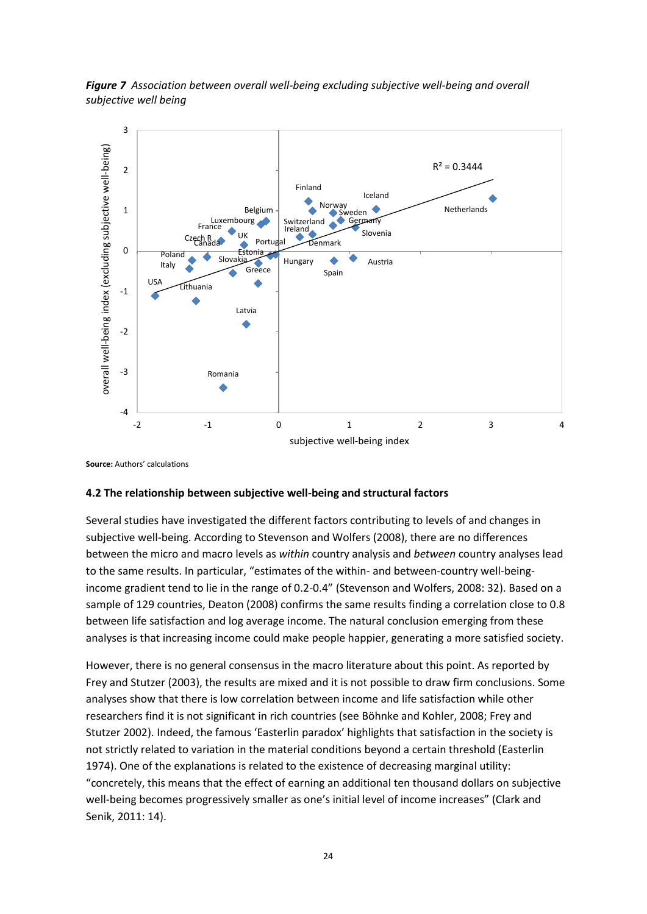*Figure 7* *Association between overall well-being excluding subjective well-being and overall subjective well being*

**Source:** Authors' calculations

#### 4.2 The relationship between subjective well-being and structural factors

Several studies have investigated the different factors contributing to levels of and changes in subjective well-being. According to Stevenson and Wolfers (2008), there are no differences between the micro and macro levels as *within* country analysis and *between* country analyses lead to the same results. In particular, "estimates of the within- and between-country well-being-income gradient tend to lie in the range of 0.2-0.4" (Stevenson and Wolfers, 2008: 32). Based on a sample of 129 countries, Deaton (2008) confirms the same results finding a correlation close to 0.8 between life satisfaction and log average income. The natural conclusion emerging from these analyses is that increasing income could make people happier, generating a more satisfied society.

However, there is no general consensus in the macro literature about this point. As reported by Frey and Stutzer (2003), the results are mixed and it is not possible to draw firm conclusions. Some analyses show that there is low correlation between income and life satisfaction while other researchers find it is not significant in rich countries (see Böhnke and Kohler, 2008; Frey and Stutzer 2002). Indeed, the famous 'Easterlin paradox' highlights that satisfaction in the society is not strictly related to variation in the material conditions beyond a certain threshold (Easterlin 1974). One of the explanations is related to the existence of decreasing marginal utility: "concretely, this means that the effect of earning an additional ten thousand dollars on subjective well-being becomes progressively smaller as one's initial level of income increases" (Clark and Senik, 2011: 14).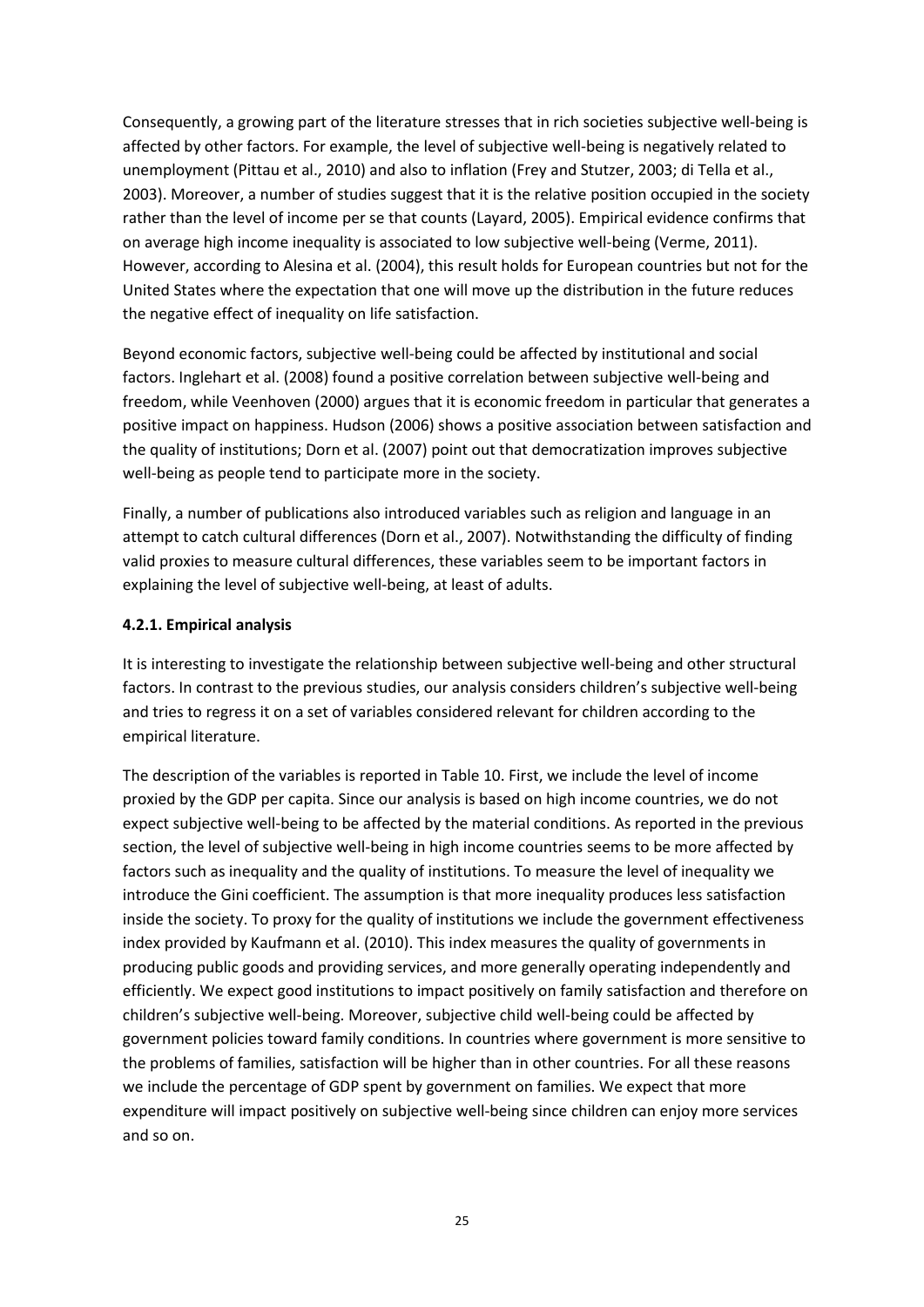Consequently, a growing part of the literature stresses that in rich societies subjective well-being is affected by other factors. For example, the level of subjective well-being is negatively related to unemployment (Pittau et al., 2010) and also to inflation (Frey and Stutzer, 2003; di Tella et al., 2003). Moreover, a number of studies suggest that it is the relative position occupied in the society rather than the level of income per se that counts (Layard, 2005). Empirical evidence confirms that on average high income inequality is associated to low subjective well-being (Verme, 2011). However, according to Alesina et al. (2004), this result holds for European countries but not for the United States where the expectation that one will move up the distribution in the future reduces the negative effect of inequality on life satisfaction.

Beyond economic factors, subjective well-being could be affected by institutional and social factors. Inglehart et al. (2008) found a positive correlation between subjective well-being and freedom, while Veenhoven (2000) argues that it is economic freedom in particular that generates a positive impact on happiness. Hudson (2006) shows a positive association between satisfaction and the quality of institutions; Dorn et al. (2007) point out that democratization improves subjective well-being as people tend to participate more in the society.

Finally, a number of publications also introduced variables such as religion and language in an attempt to catch cultural differences (Dorn et al., 2007). Notwithstanding the difficulty of finding valid proxies to measure cultural differences, these variables seem to be important factors in explaining the level of subjective well-being, at least of adults.

#### 4.2.1. Empirical analysis

It is interesting to investigate the relationship between subjective well-being and other structural factors. In contrast to the previous studies, our analysis considers children's subjective well-being and tries to regress it on a set of variables considered relevant for children according to the empirical literature.

The description of the variables is reported in Table 10. First, we include the level of income proxied by the GDP per capita. Since our analysis is based on high income countries, we do not expect subjective well-being to be affected by the material conditions. As reported in the previous section, the level of subjective well-being in high income countries seems to be more affected by factors such as inequality and the quality of institutions. To measure the level of inequality we introduce the Gini coefficient. The assumption is that more inequality produces less satisfaction inside the society. To proxy for the quality of institutions we include the government effectiveness index provided by Kaufmann et al. (2010). This index measures the quality of governments in producing public goods and providing services, and more generally operating independently and efficiently. We expect good institutions to impact positively on family satisfaction and therefore on children's subjective well-being. Moreover, subjective child well-being could be affected by government policies toward family conditions. In countries where government is more sensitive to the problems of families, satisfaction will be higher than in other countries. For all these reasons we include the percentage of GDP spent by government on families. We expect that more expenditure will impact positively on subjective well-being since children can enjoy more services and so on.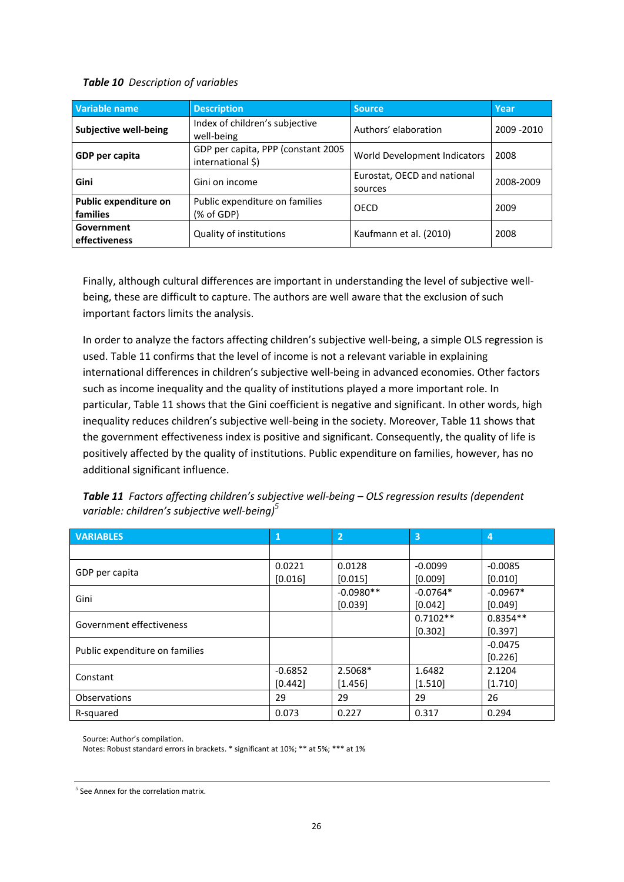***Table 10*** *Description of variables*

| Variable name | Description | Source | Year |
|---|---|---|---|
| **Subjective well-being** | Index of children's subjective well-being | Authors' elaboration | 2009 -2010 |
| **GDP per capita** | GDP per capita, PPP (constant 2005 international $) | World Development Indicators | 2008 |
| **Gini** | Gini on income | Eurostat, OECD and national sources | 2008-2009 |
| **Public expenditure on families** | Public expenditure on families (% of GDP) | OECD | 2009 |
| **Government effectiveness** | Quality of institutions | Kaufmann et al. (2010) | 2008 |

Finally, although cultural differences are important in understanding the level of subjective well-being, these are difficult to capture. The authors are well aware that the exclusion of such important factors limits the analysis.

In order to analyze the factors affecting children's subjective well-being, a simple OLS regression is used. Table 11 confirms that the level of income is not a relevant variable in explaining international differences in children's subjective well-being in advanced economies. Other factors such as income inequality and the quality of institutions played a more important role. In particular, Table 11 shows that the Gini coefficient is negative and significant. In other words, high inequality reduces children's subjective well-being in the society. Moreover, Table 11 shows that the government effectiveness index is positive and significant. Consequently, the quality of life is positively affected by the quality of institutions. Public expenditure on families, however, has no additional significant influence.

***Table 11*** *Factors affecting children's subjective well-being – OLS regression results (dependent variable: children's subjective well-being)*[5]

| VARIABLES | 1 | 2 | 3 | 4 |
|---|---|---|---|---|
| | | | | |
| GDP per capita | 0.0221<br>[0.016] | 0.0128<br>[0.015] | -0.0099<br>[0.009] | -0.0085<br>[0.010] |
| Gini | | -0.0980**<br>[0.039] | -0.0764*<br>[0.042] | -0.0967*<br>[0.049] |
| Government effectiveness | | | 0.7102**<br>[0.302] | 0.8354**<br>[0.397] |
| Public expenditure on families | | | | -0.0475<br>[0.226] |
| Constant | -0.6852<br>[0.442] | 2.5068*<br>[1.456] | 1.6482<br>[1.510] | 2.1204<br>[1.710] |
| Observations | 29 | 29 | 29 | 26 |
| R-squared | 0.073 | 0.227 | 0.317 | 0.294 |

Source: Author's compilation.
Notes: Robust standard errors in brackets. * significant at 10%; ** at 5%; *** at 1%

[5] See Annex for the correlation matrix.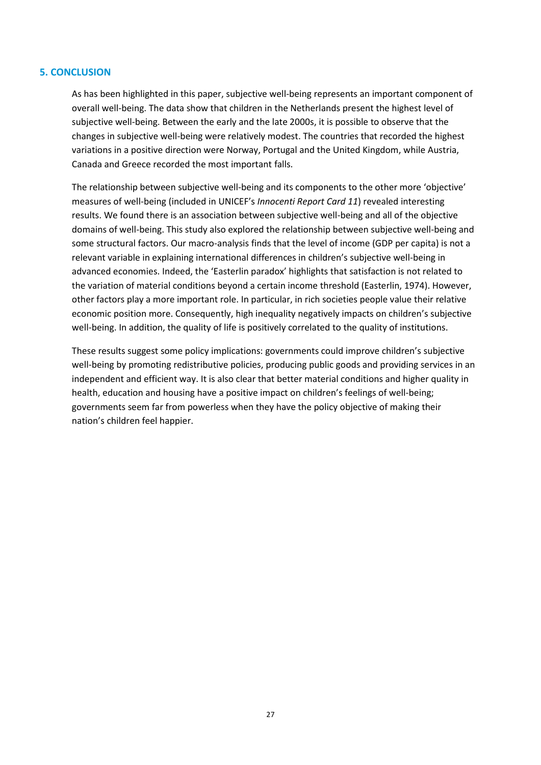## 5. CONCLUSION

As has been highlighted in this paper, subjective well-being represents an important component of overall well-being. The data show that children in the Netherlands present the highest level of subjective well-being. Between the early and the late 2000s, it is possible to observe that the changes in subjective well-being were relatively modest. The countries that recorded the highest variations in a positive direction were Norway, Portugal and the United Kingdom, while Austria, Canada and Greece recorded the most important falls.

The relationship between subjective well-being and its components to the other more 'objective' measures of well-being (included in UNICEF's *Innocenti Report Card 11*) revealed interesting results. We found there is an association between subjective well-being and all of the objective domains of well-being. This study also explored the relationship between subjective well-being and some structural factors. Our macro-analysis finds that the level of income (GDP per capita) is not a relevant variable in explaining international differences in children's subjective well-being in advanced economies. Indeed, the 'Easterlin paradox' highlights that satisfaction is not related to the variation of material conditions beyond a certain income threshold (Easterlin, 1974). However, other factors play a more important role. In particular, in rich societies people value their relative economic position more. Consequently, high inequality negatively impacts on children's subjective well-being. In addition, the quality of life is positively correlated to the quality of institutions.

These results suggest some policy implications: governments could improve children's subjective well-being by promoting redistributive policies, producing public goods and providing services in an independent and efficient way. It is also clear that better material conditions and higher quality in health, education and housing have a positive impact on children's feelings of well-being; governments seem far from powerless when they have the policy objective of making their nation's children feel happier.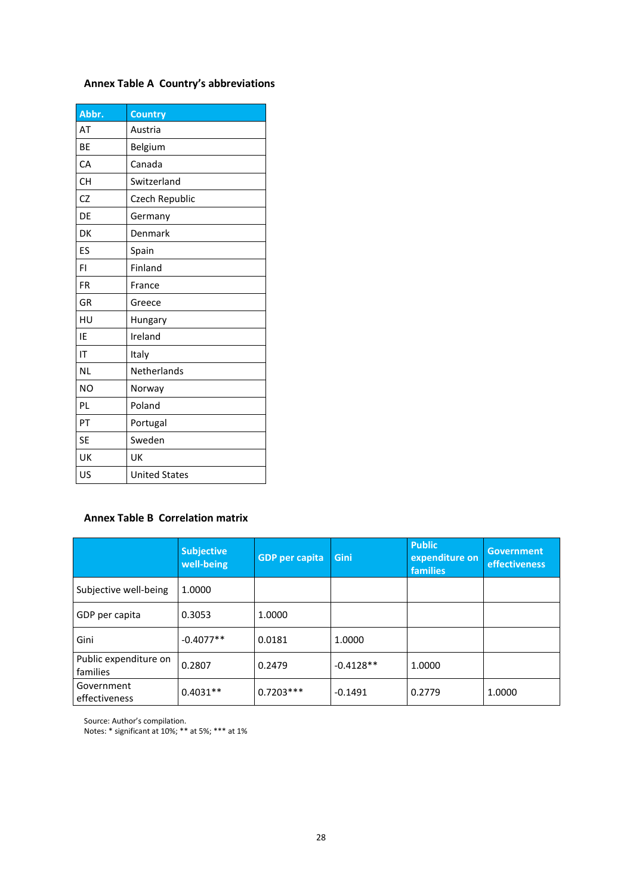### Annex Table A Country's abbreviations

| Abbr. | Country |
|---|---|
| AT | Austria |
| BE | Belgium |
| CA | Canada |
| CH | Switzerland |
| CZ | Czech Republic |
| DE | Germany |
| DK | Denmark |
| ES | Spain |
| FI | Finland |
| FR | France |
| GR | Greece |
| HU | Hungary |
| IE | Ireland |
| IT | Italy |
| NL | Netherlands |
| NO | Norway |
| PL | Poland |
| PT | Portugal |
| SE | Sweden |
| UK | UK |
| US | United States |

### Annex Table B Correlation matrix

| | Subjective well-being | GDP per capita | Gini | Public expenditure on families | Government effectiveness |
|---|---|---|---|---|---|
| Subjective well-being | 1.0000 | | | | |
| GDP per capita | 0.3053 | 1.0000 | | | |
| Gini | -0.4077** | 0.0181 | 1.0000 | | |
| Public expenditure on families | 0.2807 | 0.2479 | -0.4128** | 1.0000 | |
| Government effectiveness | 0.4031** | 0.7203*** | -0.1491 | 0.2779 | 1.0000 |

Source: Author's compilation.
Notes: * significant at 10%; ** at 5%; *** at 1%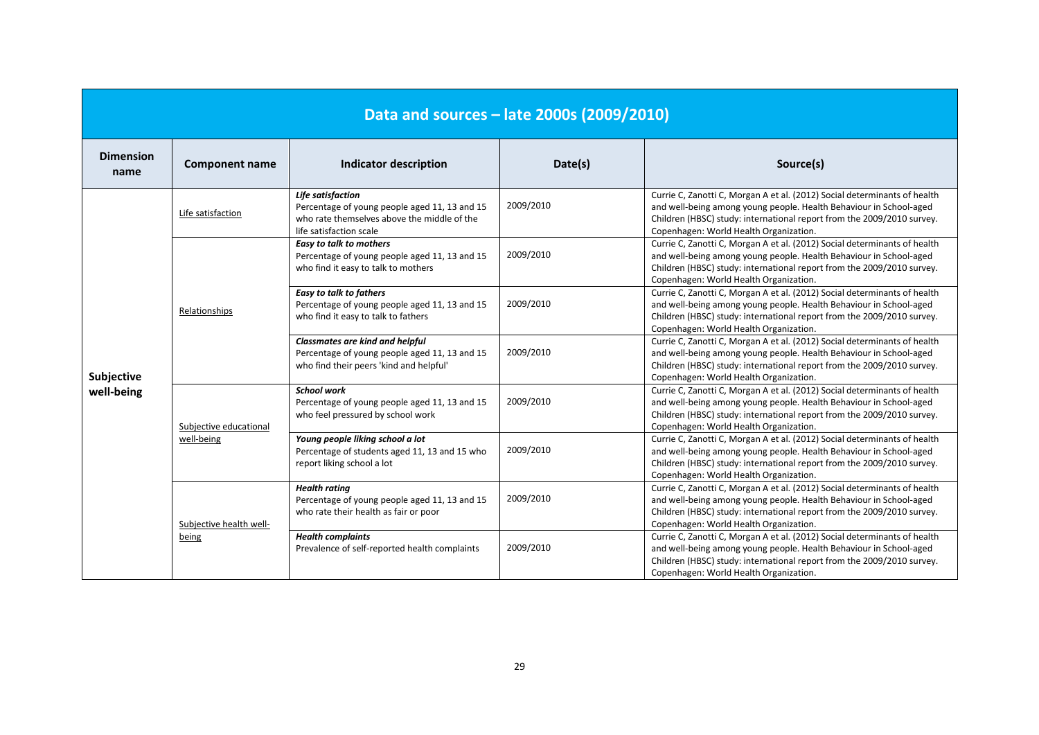## Data and sources – late 2000s (2009/2010)

| Dimension name | Component name | Indicator description | Date(s) | Source(s) |
|---|---|---|---|---|
| **Subjective well-being** | Life satisfaction | ***Life satisfaction*** Percentage of young people aged 11, 13 and 15 who rate themselves above the middle of the life satisfaction scale | 2009/2010 | Currie C, Zanotti C, Morgan A et al. (2012) Social determinants of health and well-being among young people. Health Behaviour in School-aged Children (HBSC) study: international report from the 2009/2010 survey. Copenhagen: World Health Organization. |
| | Relationships | ***Easy to talk to mothers*** Percentage of young people aged 11, 13 and 15 who find it easy to talk to mothers | 2009/2010 | Currie C, Zanotti C, Morgan A et al. (2012) Social determinants of health and well-being among young people. Health Behaviour in School-aged Children (HBSC) study: international report from the 2009/2010 survey. Copenhagen: World Health Organization. |
| | | ***Easy to talk to fathers*** Percentage of young people aged 11, 13 and 15 who find it easy to talk to fathers | 2009/2010 | Currie C, Zanotti C, Morgan A et al. (2012) Social determinants of health and well-being among young people. Health Behaviour in School-aged Children (HBSC) study: international report from the 2009/2010 survey. Copenhagen: World Health Organization. |
| | | ***Classmates are kind and helpful*** Percentage of young people aged 11, 13 and 15 who find their peers 'kind and helpful' | 2009/2010 | Currie C, Zanotti C, Morgan A et al. (2012) Social determinants of health and well-being among young people. Health Behaviour in School-aged Children (HBSC) study: international report from the 2009/2010 survey. Copenhagen: World Health Organization. |
| | Subjective educational well-being | ***School work*** Percentage of young people aged 11, 13 and 15 who feel pressured by school work | 2009/2010 | Currie C, Zanotti C, Morgan A et al. (2012) Social determinants of health and well-being among young people. Health Behaviour in School-aged Children (HBSC) study: international report from the 2009/2010 survey. Copenhagen: World Health Organization. |
| | | ***Young people liking school a lot*** Percentage of students aged 11, 13 and 15 who report liking school a lot | 2009/2010 | Currie C, Zanotti C, Morgan A et al. (2012) Social determinants of health and well-being among young people. Health Behaviour in School-aged Children (HBSC) study: international report from the 2009/2010 survey. Copenhagen: World Health Organization. |
| | Subjective health well-being | ***Health rating*** Percentage of young people aged 11, 13 and 15 who rate their health as fair or poor | 2009/2010 | Currie C, Zanotti C, Morgan A et al. (2012) Social determinants of health and well-being among young people. Health Behaviour in School-aged Children (HBSC) study: international report from the 2009/2010 survey. Copenhagen: World Health Organization. |
| | | ***Health complaints*** Prevalence of self-reported health complaints | 2009/2010 | Currie C, Zanotti C, Morgan A et al. (2012) Social determinants of health and well-being among young people. Health Behaviour in School-aged Children (HBSC) study: international report from the 2009/2010 survey. Copenhagen: World Health Organization. |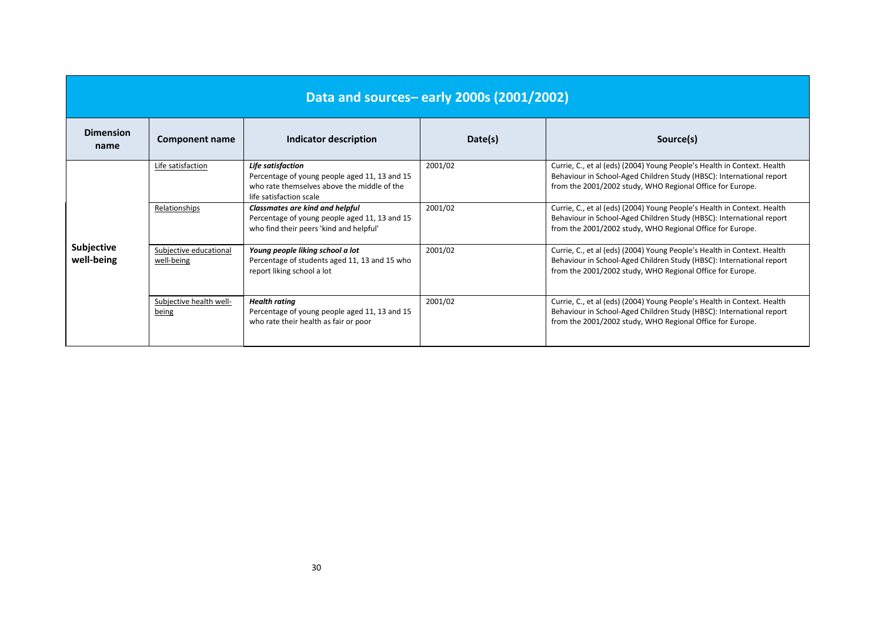| Data and sources– early 2000s (2001/2002) | | | | |
|---|---|---|---|---|
| **Dimension name** | **Component name** | **Indicator description** | **Date(s)** | **Source(s)** |
| **Subjective well-being** | Life satisfaction | ***Life satisfaction*** Percentage of young people aged 11, 13 and 15 who rate themselves above the middle of the life satisfaction scale | 2001/02 | Currie, C., et al (eds) (2004) Young People's Health in Context. Health Behaviour in School-Aged Children Study (HBSC): International report from the 2001/2002 study, WHO Regional Office for Europe. |
| | Relationships | ***Classmates are kind and helpful*** Percentage of young people aged 11, 13 and 15 who find their peers 'kind and helpful' | 2001/02 | Currie, C., et al (eds) (2004) Young People's Health in Context. Health Behaviour in School-Aged Children Study (HBSC): International report from the 2001/2002 study, WHO Regional Office for Europe. |
| | Subjective educational well-being | ***Young people liking school a lot*** Percentage of students aged 11, 13 and 15 who report liking school a lot | 2001/02 | Currie, C., et al (eds) (2004) Young People's Health in Context. Health Behaviour in School-Aged Children Study (HBSC): International report from the 2001/2002 study, WHO Regional Office for Europe. |
| | Subjective health well-being | ***Health rating*** Percentage of young people aged 11, 13 and 15 who rate their health as fair or poor | 2001/02 | Currie, C., et al (eds) (2004) Young People's Health in Context. Health Behaviour in School-Aged Children Study (HBSC): International report from the 2001/2002 study, WHO Regional Office for Europe. |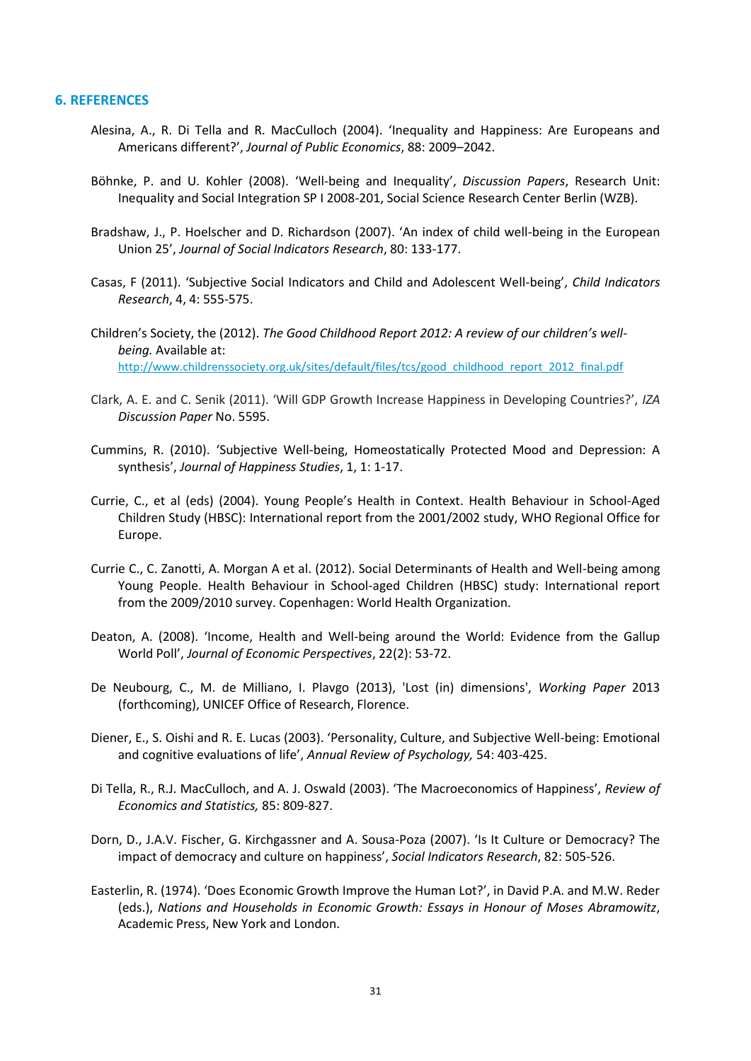## 6. REFERENCES

Alesina, A., R. Di Tella and R. MacCulloch (2004). 'Inequality and Happiness: Are Europeans and Americans different?', *Journal of Public Economics*, 88: 2009–2042.

Böhnke, P. and U. Kohler (2008). 'Well-being and Inequality', *Discussion Papers*, Research Unit: Inequality and Social Integration SP I 2008-201, Social Science Research Center Berlin (WZB).

Bradshaw, J., P. Hoelscher and D. Richardson (2007). 'An index of child well-being in the European Union 25', *Journal of Social Indicators Research*, 80: 133-177.

Casas, F (2011). 'Subjective Social Indicators and Child and Adolescent Well-being', *Child Indicators Research*, 4, 4: 555-575.

Children's Society, the (2012). *The Good Childhood Report 2012: A review of our children's well-being.* Available at: http://www.childrenssociety.org.uk/sites/default/files/tcs/good_childhood_report_2012_final.pdf

Clark, A. E. and C. Senik (2011). 'Will GDP Growth Increase Happiness in Developing Countries?', *IZA Discussion Paper* No. 5595.

Cummins, R. (2010). 'Subjective Well-being, Homeostatically Protected Mood and Depression: A synthesis', *Journal of Happiness Studies*, 1, 1: 1-17.

Currie, C., et al (eds) (2004). Young People's Health in Context. Health Behaviour in School-Aged Children Study (HBSC): International report from the 2001/2002 study, WHO Regional Office for Europe.

Currie C., C. Zanotti, A. Morgan A et al. (2012). Social Determinants of Health and Well-being among Young People. Health Behaviour in School-aged Children (HBSC) study: International report from the 2009/2010 survey. Copenhagen: World Health Organization.

Deaton, A. (2008). 'Income, Health and Well-being around the World: Evidence from the Gallup World Poll', *Journal of Economic Perspectives*, 22(2): 53-72.

De Neubourg, C., M. de Milliano, I. Plavgo (2013), 'Lost (in) dimensions', *Working Paper* 2013 (forthcoming), UNICEF Office of Research, Florence.

Diener, E., S. Oishi and R. E. Lucas (2003). 'Personality, Culture, and Subjective Well-being: Emotional and cognitive evaluations of life', *Annual Review of Psychology,* 54: 403-425.

Di Tella, R., R.J. MacCulloch, and A. J. Oswald (2003). 'The Macroeconomics of Happiness', *Review of Economics and Statistics,* 85: 809-827.

Dorn, D., J.A.V. Fischer, G. Kirchgassner and A. Sousa-Poza (2007). 'Is It Culture or Democracy? The impact of democracy and culture on happiness', *Social Indicators Research*, 82: 505-526.

Easterlin, R. (1974). 'Does Economic Growth Improve the Human Lot?', in David P.A. and M.W. Reder (eds.), *Nations and Households in Economic Growth: Essays in Honour of Moses Abramowitz*, Academic Press, New York and London.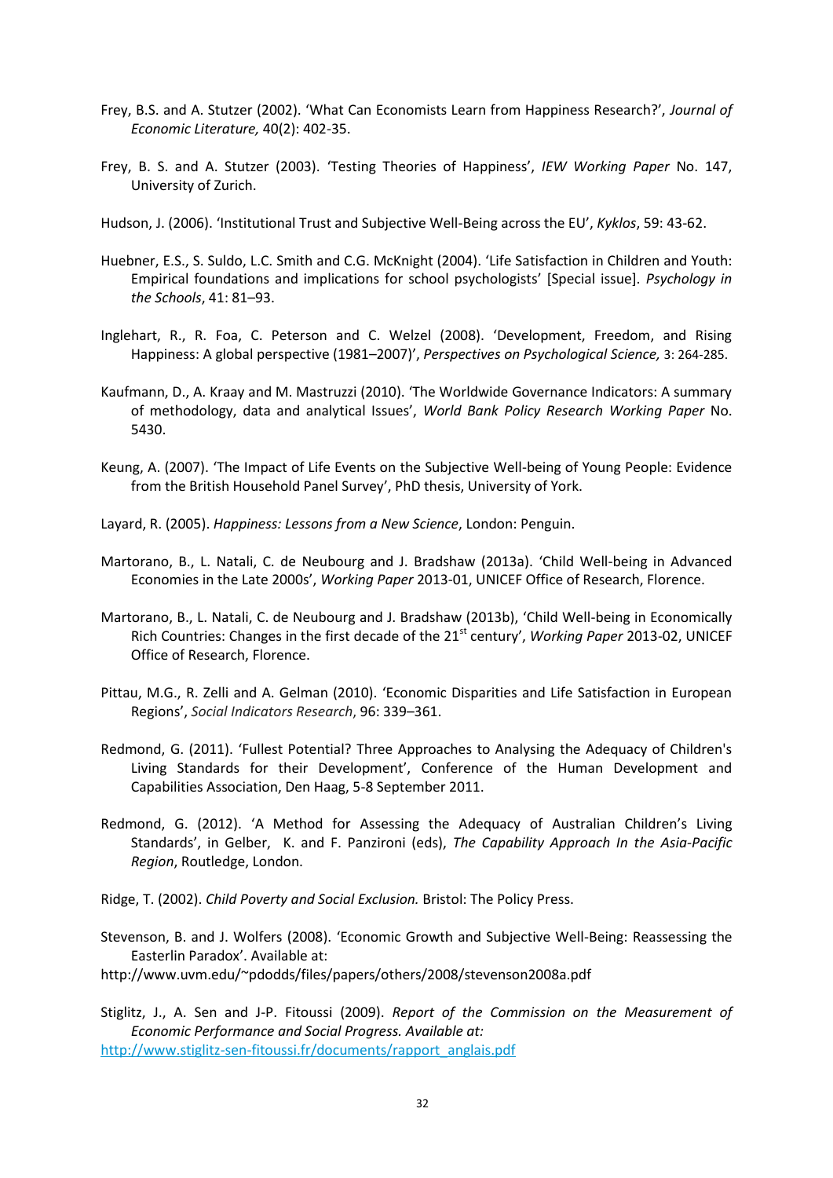Frey, B.S. and A. Stutzer (2002). 'What Can Economists Learn from Happiness Research?', *Journal of Economic Literature,* 40(2): 402-35.

Frey, B. S. and A. Stutzer (2003). 'Testing Theories of Happiness', *IEW Working Paper* No. 147, University of Zurich.

Hudson, J. (2006). 'Institutional Trust and Subjective Well-Being across the EU', *Kyklos*, 59: 43-62.

Huebner, E.S., S. Suldo, L.C. Smith and C.G. McKnight (2004). 'Life Satisfaction in Children and Youth: Empirical foundations and implications for school psychologists' [Special issue]. *Psychology in the Schools*, 41: 81–93.

Inglehart, R., R. Foa, C. Peterson and C. Welzel (2008). 'Development, Freedom, and Rising Happiness: A global perspective (1981–2007)', *Perspectives on Psychological Science,* 3: 264-285.

Kaufmann, D., A. Kraay and M. Mastruzzi (2010). 'The Worldwide Governance Indicators: A summary of methodology, data and analytical Issues', *World Bank Policy Research Working Paper* No. 5430.

Keung, A. (2007). 'The Impact of Life Events on the Subjective Well-being of Young People: Evidence from the British Household Panel Survey', PhD thesis, University of York.

Layard, R. (2005). *Happiness: Lessons from a New Science*, London: Penguin.

Martorano, B., L. Natali, C. de Neubourg and J. Bradshaw (2013a). 'Child Well-being in Advanced Economies in the Late 2000s', *Working Paper* 2013-01, UNICEF Office of Research, Florence.

Martorano, B., L. Natali, C. de Neubourg and J. Bradshaw (2013b), 'Child Well-being in Economically Rich Countries: Changes in the first decade of the 21st century', *Working Paper* 2013-02, UNICEF Office of Research, Florence.

Pittau, M.G., R. Zelli and A. Gelman (2010). 'Economic Disparities and Life Satisfaction in European Regions', *Social Indicators Research*, 96: 339–361.

Redmond, G. (2011). 'Fullest Potential? Three Approaches to Analysing the Adequacy of Children's Living Standards for their Development', Conference of the Human Development and Capabilities Association, Den Haag, 5-8 September 2011.

Redmond, G. (2012). 'A Method for Assessing the Adequacy of Australian Children's Living Standards', in Gelber, K. and F. Panzironi (eds), *The Capability Approach In the Asia-Pacific Region*, Routledge, London.

Ridge, T. (2002). *Child Poverty and Social Exclusion.* Bristol: The Policy Press.

Stevenson, B. and J. Wolfers (2008). 'Economic Growth and Subjective Well-Being: Reassessing the Easterlin Paradox'. Available at:
http://www.uvm.edu/~pdodds/files/papers/others/2008/stevenson2008a.pdf

Stiglitz, J., A. Sen and J-P. Fitoussi (2009). *Report of the Commission on the Measurement of Economic Performance and Social Progress. Available at:*
http://www.stiglitz-sen-fitoussi.fr/documents/rapport_anglais.pdf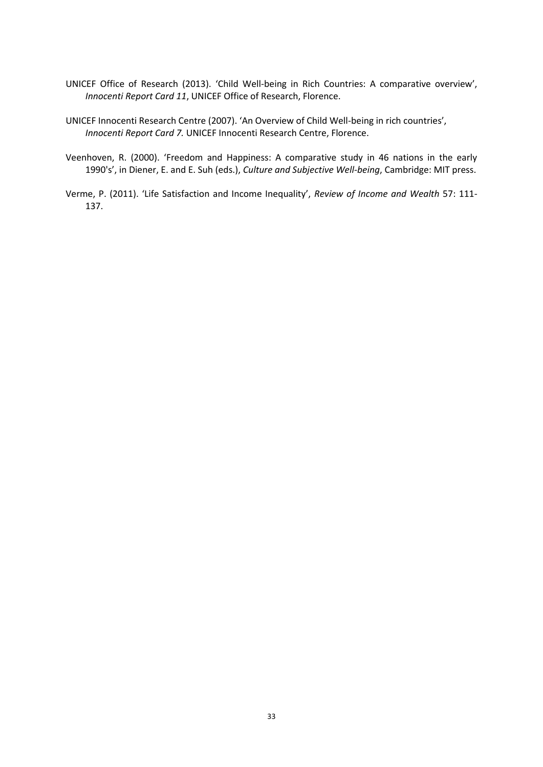UNICEF Office of Research (2013). 'Child Well-being in Rich Countries: A comparative overview', *Innocenti Report Card 11*, UNICEF Office of Research, Florence.

UNICEF Innocenti Research Centre (2007). 'An Overview of Child Well-being in rich countries', *Innocenti Report Card 7.* UNICEF Innocenti Research Centre, Florence.

Veenhoven, R. (2000). 'Freedom and Happiness: A comparative study in 46 nations in the early 1990's', in Diener, E. and E. Suh (eds.), *Culture and Subjective Well-being*, Cambridge: MIT press.

Verme, P. (2011). 'Life Satisfaction and Income Inequality', *Review of Income and Wealth* 57: 111-137.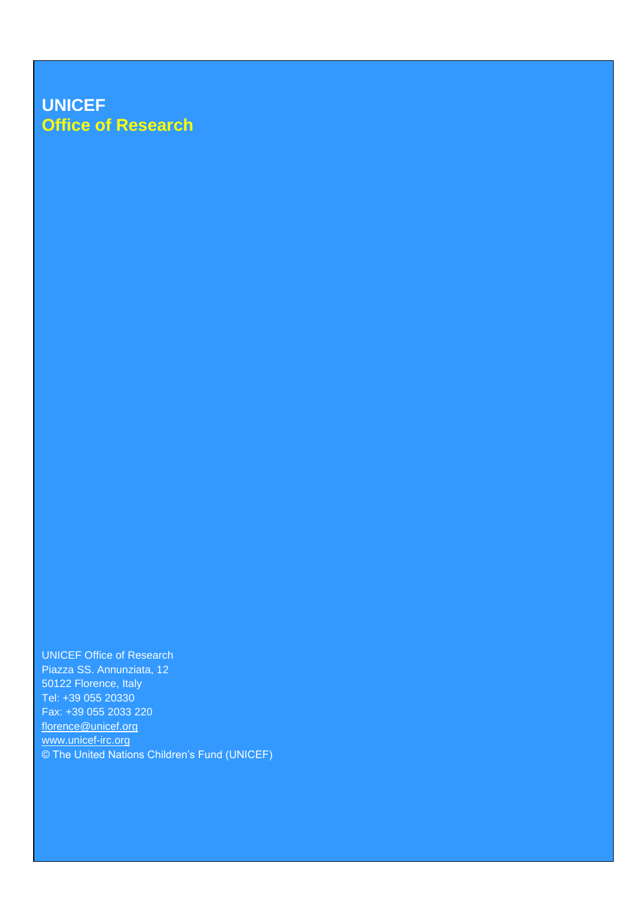**UNICEF**
**Office of Research**

UNICEF Office of Research
Piazza SS. Annunziata, 12
50122 Florence, Italy
Tel: +39 055 20330
Fax: +39 055 2033 220
florence@unicef.org
www.unicef-irc.org
© The United Nations Children's Fund (UNICEF)